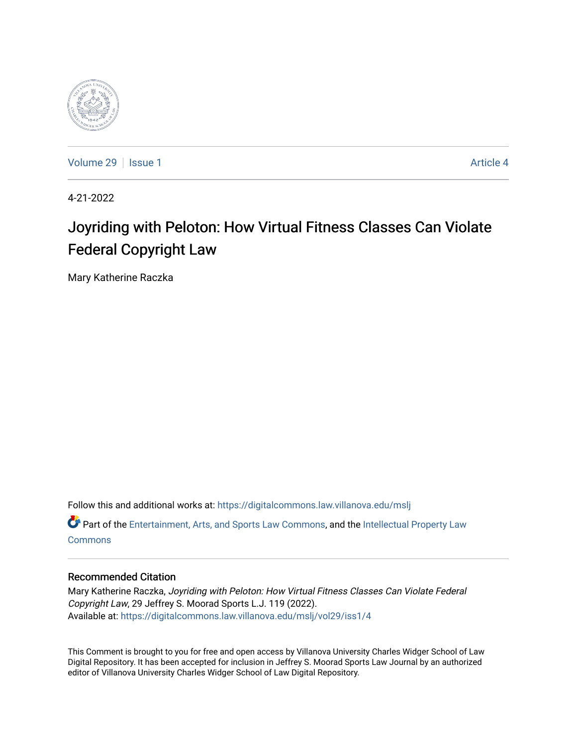Volume 29 | Issue 1 | Article 4

4-21-2022

# Joyriding with Peloton: How Virtual Fitness Classes Can Violate Federal Copyright Law

Mary Katherine Raczka

Follow this and additional works at: https://digitalcommons.law.villanova.edu/mslj

Part of the Entertainment, Arts, and Sports Law Commons, and the Intellectual Property Law Commons

## Recommended Citation

Mary Katherine Raczka, *Joyriding with Peloton: How Virtual Fitness Classes Can Violate Federal Copyright Law*, 29 Jeffrey S. Moorad Sports L.J. 119 (2022).
Available at: https://digitalcommons.law.villanova.edu/mslj/vol29/iss1/4

This Comment is brought to you for free and open access by Villanova University Charles Widger School of Law Digital Repository. It has been accepted for inclusion in Jeffrey S. Moorad Sports Law Journal by an authorized editor of Villanova University Charles Widger School of Law Digital Repository.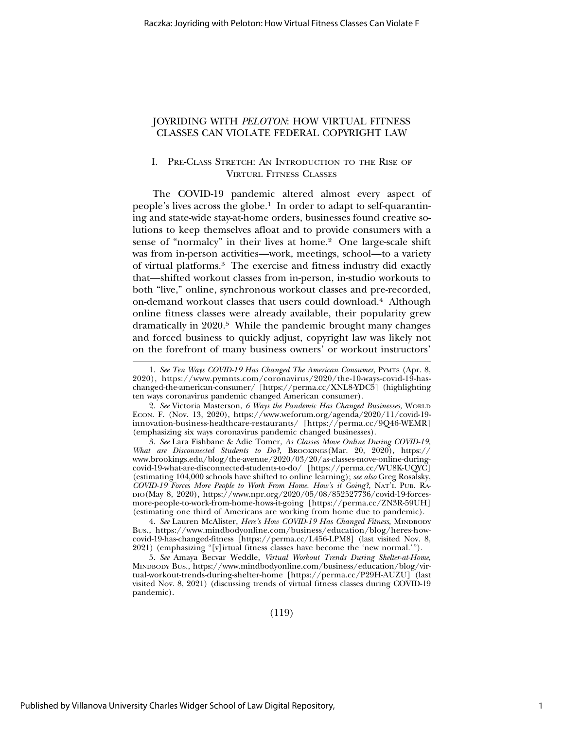# JOYRIDING WITH *PELOTON*: HOW VIRTUAL FITNESS CLASSES CAN VIOLATE FEDERAL COPYRIGHT LAW

## I. PRE-CLASS STRETCH: AN INTRODUCTION TO THE RISE OF VIRTURL FITNESS CLASSES

The COVID-19 pandemic altered almost every aspect of people's lives across the globe.[1] In order to adapt to self-quarantining and state-wide stay-at-home orders, businesses found creative solutions to keep themselves afloat and to provide consumers with a sense of "normalcy" in their lives at home.[2] One large-scale shift was from in-person activities—work, meetings, school—to a variety of virtual platforms.[3] The exercise and fitness industry did exactly that—shifted workout classes from in-person, in-studio workouts to both "live," online, synchronous workout classes and pre-recorded, on-demand workout classes that users could download.[4] Although online fitness classes were already available, their popularity grew dramatically in 2020.[5] While the pandemic brought many changes and forced business to quickly adjust, copyright law was likely not on the forefront of many business owners' or workout instructors'

---

1. *See Ten Ways COVID-19 Has Changed The American Consumer*, PYMTS (Apr. 8, 2020), https://www.pymnts.com/coronavirus/2020/the-10-ways-covid-19-has-changed-the-american-consumer/ [https://perma.cc/XNL8-YDC5] (highlighting ten ways coronavirus pandemic changed American consumer).

2. *See* Victoria Masterson, *6 Ways the Pandemic Has Changed Businesses*, WORLD ECON. F. (Nov. 13, 2020), https://www.weforum.org/agenda/2020/11/covid-19-innovation-business-healthcare-restaurants/ [https://perma.cc/9Q46-WEMR] (emphasizing six ways coronavirus pandemic changed businesses).

3. *See* Lara Fishbane & Adie Tomer, *As Classes Move Online During COVID-19, What are Disconnected Students to Do?*, BROOKINGS(Mar. 20, 2020), https://www.brookings.edu/blog/the-avenue/2020/03/20/as-classes-move-online-during-covid-19-what-are-disconnected-students-to-do/ [https://perma.cc/WU8K-UQYC] (estimating 104,000 schools have shifted to online learning); *see also* Greg Rosalsky, *COVID-19 Forces More People to Work From Home. How's it Going?*, NAT'L PUB. RADIO(May 8, 2020), https://www.npr.org/2020/05/08/852527736/covid-19-forces-more-people-to-work-from-home-hows-it-going [https://perma.cc/ZN3R-59UH] (estimating one third of Americans are working from home due to pandemic).

4. *See* Lauren McAlister, *Here's How COVID-19 Has Changed Fitness*, MINDBODY BUS., https://www.mindbodyonline.com/business/education/blog/heres-how-covid-19-has-changed-fitness [https://perma.cc/L456-LPM8] (last visited Nov. 8, 2021) (emphasizing "[v]irtual fitness classes have become the 'new normal.'").

5. *See* Amaya Becvar Weddle, *Virtual Workout Trends During Shelter-at-Home*, MINDBODY BUS., https://www.mindbodyonline.com/business/education/blog/virtual-workout-trends-during-shelter-home [https://perma.cc/P29H-AUZU] (last visited Nov. 8, 2021) (discussing trends of virtual fitness classes during COVID-19 pandemic).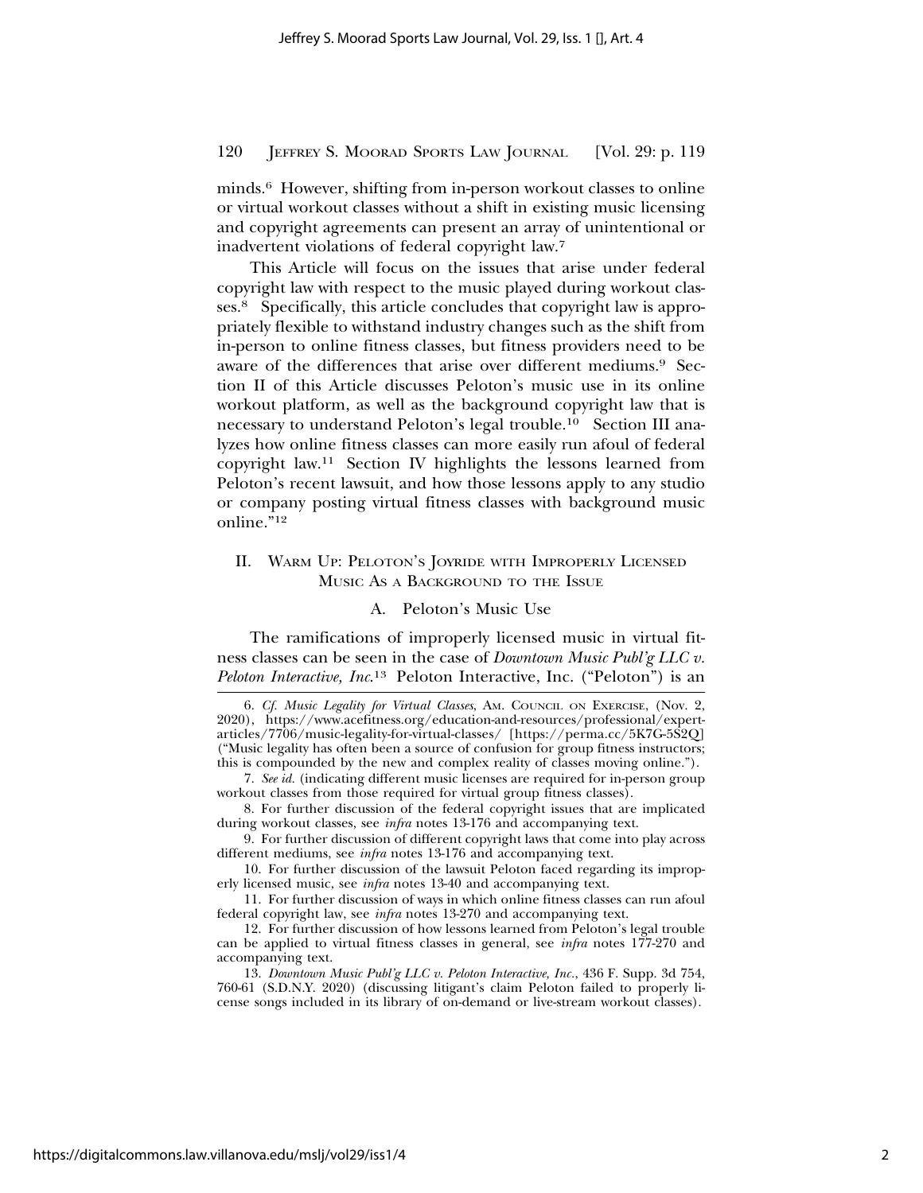minds.[6] However, shifting from in-person workout classes to online or virtual workout classes without a shift in existing music licensing and copyright agreements can present an array of unintentional or inadvertent violations of federal copyright law.[7]

This Article will focus on the issues that arise under federal copyright law with respect to the music played during workout classes.[8] Specifically, this article concludes that copyright law is appropriately flexible to withstand industry changes such as the shift from in-person to online fitness classes, but fitness providers need to be aware of the differences that arise over different mediums.[9] Section II of this Article discusses Peloton's music use in its online workout platform, as well as the background copyright law that is necessary to understand Peloton's legal trouble.[10] Section III analyzes how online fitness classes can more easily run afoul of federal copyright law.[11] Section IV highlights the lessons learned from Peloton's recent lawsuit, and how those lessons apply to any studio or company posting virtual fitness classes with background music online."[12]

## II. Warm Up: Peloton's Joyride with Improperly Licensed Music As a Background to the Issue

### A. Peloton's Music Use

The ramifications of improperly licensed music in virtual fitness classes can be seen in the case of *Downtown Music Publ'g LLC v. Peloton Interactive, Inc.*[13] Peloton Interactive, Inc. ("Peloton") is an

---

6. *Cf. Music Legality for Virtual Classes*, Am. Council on Exercise, (Nov. 2, 2020), https://www.acefitness.org/education-and-resources/professional/expert-articles/7706/music-legality-for-virtual-classes/ [https://perma.cc/5K7G-5S2Q] ("Music legality has often been a source of confusion for group fitness instructors; this is compounded by the new and complex reality of classes moving online.").

7. *See id.* (indicating different music licenses are required for in-person group workout classes from those required for virtual group fitness classes).

8. For further discussion of the federal copyright issues that are implicated during workout classes, see *infra* notes 13-176 and accompanying text.

9. For further discussion of different copyright laws that come into play across different mediums, see *infra* notes 13-176 and accompanying text.

10. For further discussion of the lawsuit Peloton faced regarding its improperly licensed music, see *infra* notes 13-40 and accompanying text.

11. For further discussion of ways in which online fitness classes can run afoul federal copyright law, see *infra* notes 13-270 and accompanying text.

12. For further discussion of how lessons learned from Peloton's legal trouble can be applied to virtual fitness classes in general, see *infra* notes 177-270 and accompanying text.

13. *Downtown Music Publ'g LLC v. Peloton Interactive, Inc.*, 436 F. Supp. 3d 754, 760-61 (S.D.N.Y. 2020) (discussing litigant's claim Peloton failed to properly license songs included in its library of on-demand or live-stream workout classes).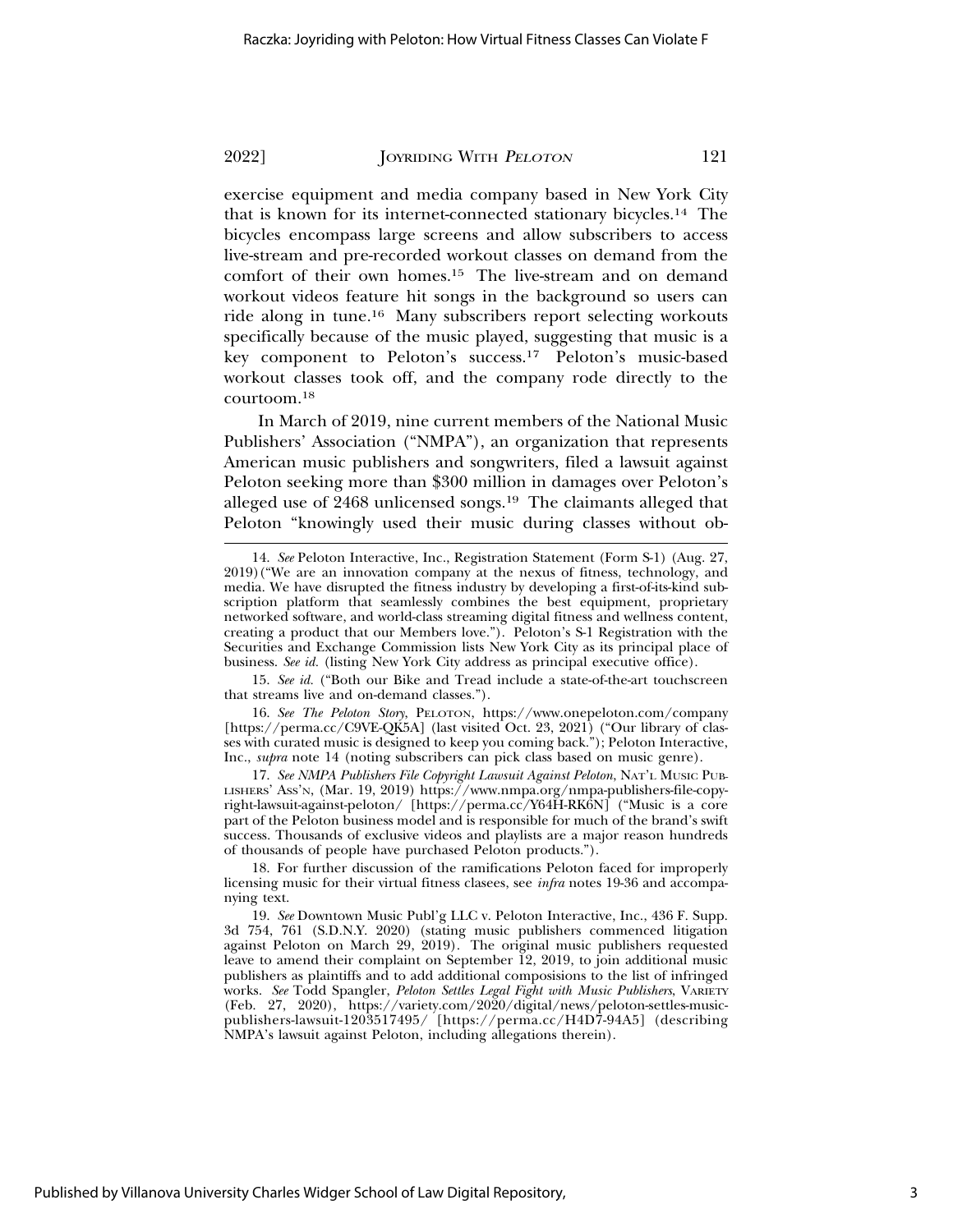exercise equipment and media company based in New York City that is known for its internet-connected stationary bicycles.[14] The bicycles encompass large screens and allow subscribers to access live-stream and pre-recorded workout classes on demand from the comfort of their own homes.[15] The live-stream and on demand workout videos feature hit songs in the background so users can ride along in tune.[16] Many subscribers report selecting workouts specifically because of the music played, suggesting that music is a key component to Peloton's success.[17] Peloton's music-based workout classes took off, and the company rode directly to the courtoom.[18]

In March of 2019, nine current members of the National Music Publishers' Association ("NMPA"), an organization that represents American music publishers and songwriters, filed a lawsuit against Peloton seeking more than $300 million in damages over Peloton's alleged use of 2468 unlicensed songs.[19] The claimants alleged that Peloton "knowingly used their music during classes without ob-

---

14. *See* Peloton Interactive, Inc., Registration Statement (Form S-1) (Aug. 27, 2019) ("We are an innovation company at the nexus of fitness, technology, and media. We have disrupted the fitness industry by developing a first-of-its-kind subscription platform that seamlessly combines the best equipment, proprietary networked software, and world-class streaming digital fitness and wellness content, creating a product that our Members love."). Peloton's S-1 Registration with the Securities and Exchange Commission lists New York City as its principal place of business. *See id.* (listing New York City address as principal executive office).

15. *See id.* ("Both our Bike and Tread include a state-of-the-art touchscreen that streams live and on-demand classes.").

16. *See The Peloton Story*, PELOTON, https://www.onepeloton.com/company [https://perma.cc/C9VE-QK5A] (last visited Oct. 23, 2021) ("Our library of classes with curated music is designed to keep you coming back."); Peloton Interactive, Inc., *supra* note 14 (noting subscribers can pick class based on music genre).

17. *See NMPA Publishers File Copyright Lawsuit Against Peloton*, NAT'L MUSIC PUBLISHERS' ASS'N, (Mar. 19, 2019) https://www.nmpa.org/nmpa-publishers-file-copyright-lawsuit-against-peloton/ [https://perma.cc/Y64H-RK6N] ("Music is a core part of the Peloton business model and is responsible for much of the brand's swift success. Thousands of exclusive videos and playlists are a major reason hundreds of thousands of people have purchased Peloton products.").

18. For further discussion of the ramifications Peloton faced for improperly licensing music for their virtual fitness clasees, see *infra* notes 19-36 and accompanying text.

19. *See* Downtown Music Publ'g LLC v. Peloton Interactive, Inc., 436 F. Supp. 3d 754, 761 (S.D.N.Y. 2020) (stating music publishers commenced litigation against Peloton on March 29, 2019). The original music publishers requested leave to amend their complaint on September 12, 2019, to join additional music publishers as plaintiffs and to add additional composisions to the list of infringed works. *See* Todd Spangler, *Peloton Settles Legal Fight with Music Publishers*, VARIETY (Feb. 27, 2020), https://variety.com/2020/digital/news/peloton-settles-music-publishers-lawsuit-1203517495/ [https://perma.cc/H4D7-94A5] (describing NMPA's lawsuit against Peloton, including allegations therein).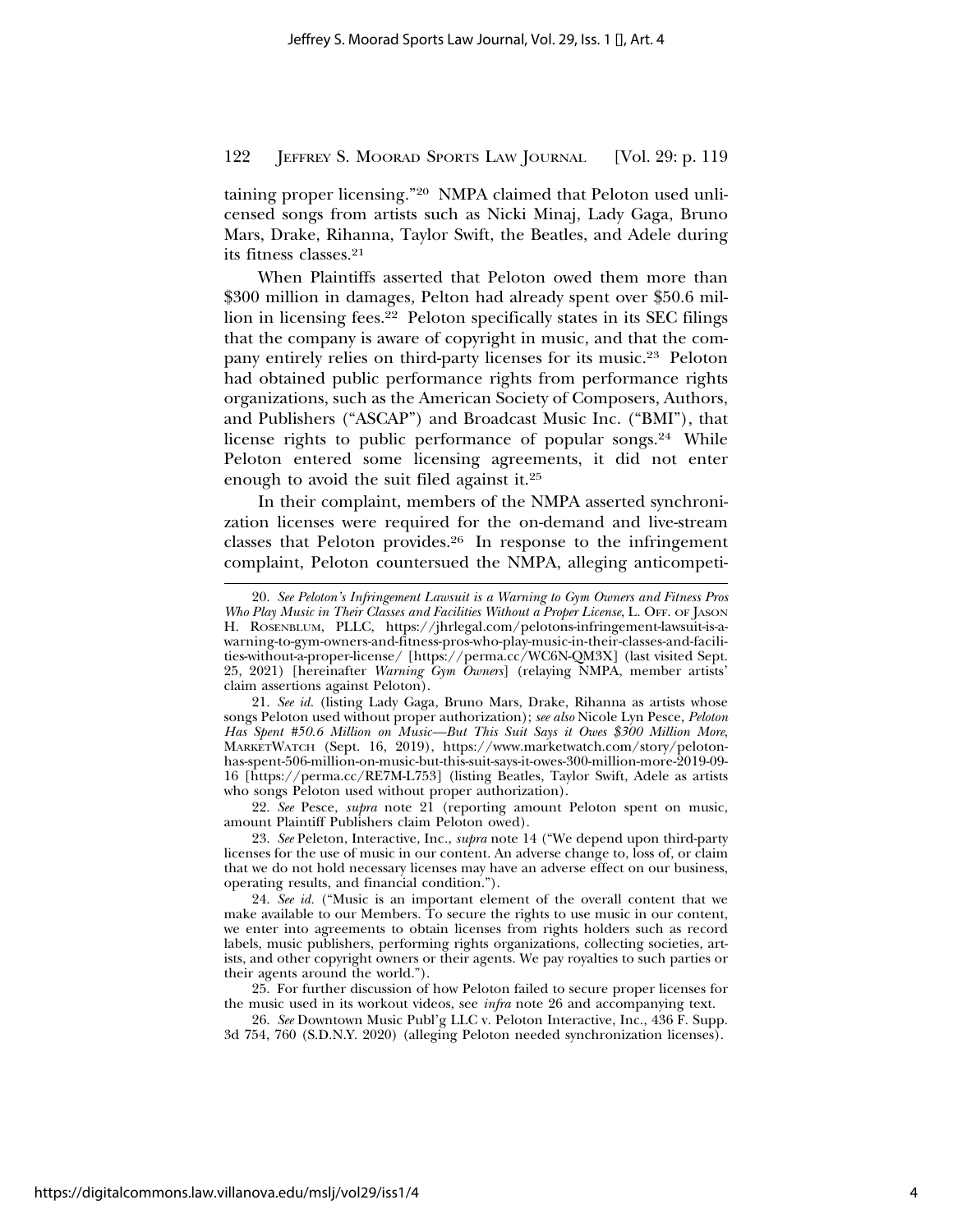taining proper licensing."[20] NMPA claimed that Peloton used unlicensed songs from artists such as Nicki Minaj, Lady Gaga, Bruno Mars, Drake, Rihanna, Taylor Swift, the Beatles, and Adele during its fitness classes.[21]

When Plaintiffs asserted that Peloton owed them more than $300 million in damages, Pelton had already spent over $50.6 million in licensing fees.[22] Peloton specifically states in its SEC filings that the company is aware of copyright in music, and that the company entirely relies on third-party licenses for its music.[23] Peloton had obtained public performance rights from performance rights organizations, such as the American Society of Composers, Authors, and Publishers ("ASCAP") and Broadcast Music Inc. ("BMI"), that license rights to public performance of popular songs.[24] While Peloton entered some licensing agreements, it did not enter enough to avoid the suit filed against it.[25]

In their complaint, members of the NMPA asserted synchronization licenses were required for the on-demand and live-stream classes that Peloton provides.[26] In response to the infringement complaint, Peloton countersued the NMPA, alleging anticompeti-

---

20. *See Peloton's Infringement Lawsuit is a Warning to Gym Owners and Fitness Pros Who Play Music in Their Classes and Facilities Without a Proper License*, L. OFF. OF JASON H. ROSENBLUM, PLLC, https://jhrlegal.com/pelotons-infringement-lawsuit-is-a-warning-to-gym-owners-and-fitness-pros-who-play-music-in-their-classes-and-facilities-without-a-proper-license/ [https://perma.cc/WC6N-QM3X] (last visited Sept. 25, 2021) [hereinafter *Warning Gym Owners*] (relaying NMPA, member artists' claim assertions against Peloton).

21. *See id.* (listing Lady Gaga, Bruno Mars, Drake, Rihanna as artists whose songs Peloton used without proper authorization); *see also* Nicole Lyn Pesce, *Peloton Has Spent #50.6 Million on Music—But This Suit Says it Owes $300 Million More*, MARKETWATCH (Sept. 16, 2019), https://www.marketwatch.com/story/peloton-has-spent-506-million-on-music-but-this-suit-says-it-owes-300-million-more-2019-09-16 [https://perma.cc/RE7M-L753] (listing Beatles, Taylor Swift, Adele as artists who songs Peloton used without proper authorization).

22. *See* Pesce, *supra* note 21 (reporting amount Peloton spent on music, amount Plaintiff Publishers claim Peloton owed).

23. *See* Peleton, Interactive, Inc., *supra* note 14 ("We depend upon third-party licenses for the use of music in our content. An adverse change to, loss of, or claim that we do not hold necessary licenses may have an adverse effect on our business, operating results, and financial condition.").

24. *See id.* ("Music is an important element of the overall content that we make available to our Members. To secure the rights to use music in our content, we enter into agreements to obtain licenses from rights holders such as record labels, music publishers, performing rights organizations, collecting societies, artists, and other copyright owners or their agents. We pay royalties to such parties or their agents around the world.").

25. For further discussion of how Peloton failed to secure proper licenses for the music used in its workout videos, see *infra* note 26 and accompanying text.

26. *See* Downtown Music Publ'g LLC v. Peloton Interactive, Inc., 436 F. Supp. 3d 754, 760 (S.D.N.Y. 2020) (alleging Peloton needed synchronization licenses).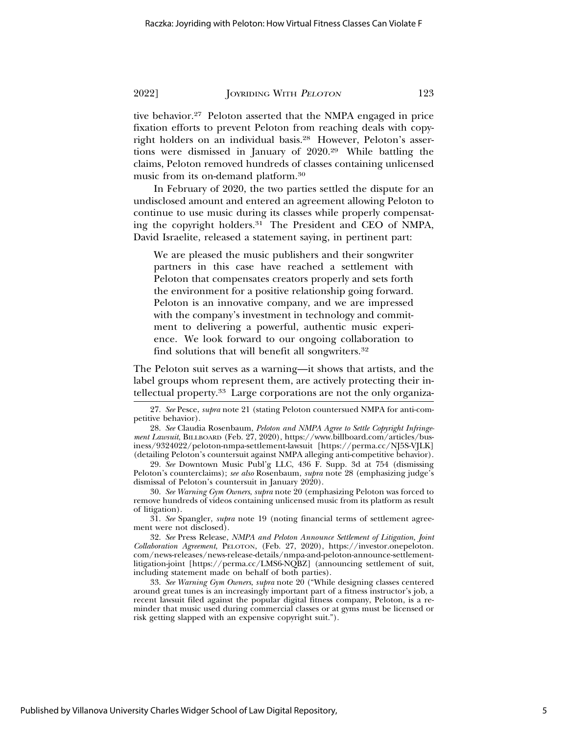tive behavior.[27] Peloton asserted that the NMPA engaged in price fixation efforts to prevent Peloton from reaching deals with copyright holders on an individual basis.[28] However, Peloton's assertions were dismissed in January of 2020.[29] While battling the claims, Peloton removed hundreds of classes containing unlicensed music from its on-demand platform.[30]

In February of 2020, the two parties settled the dispute for an undisclosed amount and entered an agreement allowing Peloton to continue to use music during its classes while properly compensating the copyright holders.[31] The President and CEO of NMPA, David Israelite, released a statement saying, in pertinent part:

> We are pleased the music publishers and their songwriter partners in this case have reached a settlement with Peloton that compensates creators properly and sets forth the environment for a positive relationship going forward. Peloton is an innovative company, and we are impressed with the company's investment in technology and commitment to delivering a powerful, authentic music experience. We look forward to our ongoing collaboration to find solutions that will benefit all songwriters.[32]

The Peloton suit serves as a warning—it shows that artists, and the label groups whom represent them, are actively protecting their intellectual property.[33] Large corporations are not the only organiza-

---

27. *See* Pesce, *supra* note 21 (stating Peloton countersued NMPA for anti-competitive behavior).

28. *See* Claudia Rosenbaum, *Peloton and NMPA Agree to Settle Copyright Infringement Lawsuit*, BILLBOARD (Feb. 27, 2020), https://www.billboard.com/articles/business/9324022/peloton-nmpa-settlement-lawsuit [https://perma.cc/NJ5S-VJLK] (detailing Peloton's countersuit against NMPA alleging anti-competitive behavior).

29. *See* Downtown Music Publ'g LLC, 436 F. Supp. 3d at 754 (dismissing Peloton's counterclaims); *see also* Rosenbaum, *supra* note 28 (emphasizing judge's dismissal of Peloton's countersuit in January 2020).

30. *See Warning Gym Owners*, *supra* note 20 (emphasizing Peloton was forced to remove hundreds of videos containing unlicensed music from its platform as result of litigation).

31. *See* Spangler, *supra* note 19 (noting financial terms of settlement agreement were not disclosed).

32. *See* Press Release, *NMPA and Peloton Announce Settlement of Litigation, Joint Collaboration Agreement*, PELOTON, (Feb. 27, 2020), https://investor.onepeloton.com/news-releases/news-release-details/nmpa-and-peloton-announce-settlement-litigation-joint [https://perma.cc/LMS6-NQBZ] (announcing settlement of suit, including statement made on behalf of both parties).

33. *See Warning Gym Owners*, *supra* note 20 ("While designing classes centered around great tunes is an increasingly important part of a fitness instructor's job, a recent lawsuit filed against the popular digital fitness company, Peloton, is a reminder that music used during commercial classes or at gyms must be licensed or risk getting slapped with an expensive copyright suit.").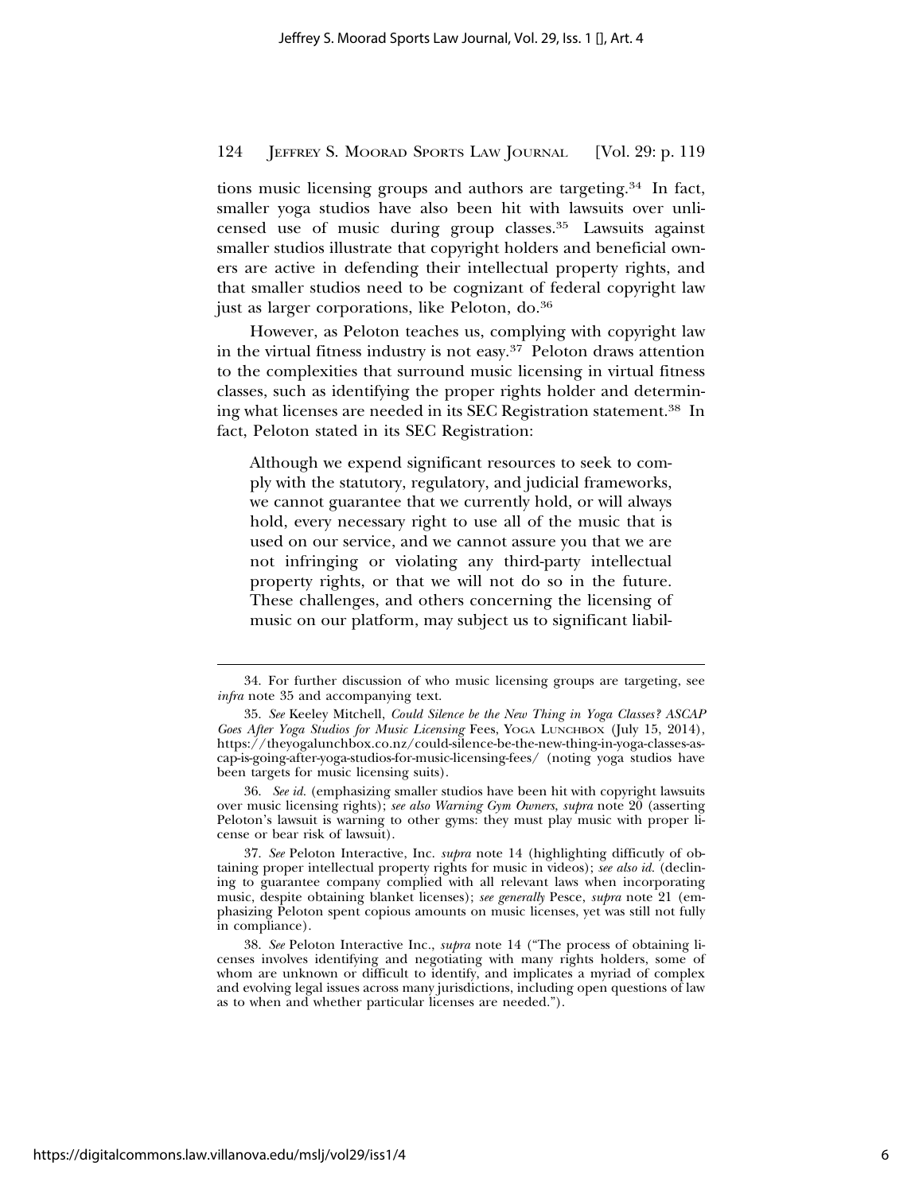tions music licensing groups and authors are targeting.[34] In fact, smaller yoga studios have also been hit with lawsuits over unlicensed use of music during group classes.[35] Lawsuits against smaller studios illustrate that copyright holders and beneficial owners are active in defending their intellectual property rights, and that smaller studios need to be cognizant of federal copyright law just as larger corporations, like Peloton, do.[36]

However, as Peloton teaches us, complying with copyright law in the virtual fitness industry is not easy.[37] Peloton draws attention to the complexities that surround music licensing in virtual fitness classes, such as identifying the proper rights holder and determining what licenses are needed in its SEC Registration statement.[38] In fact, Peloton stated in its SEC Registration:

> Although we expend significant resources to seek to comply with the statutory, regulatory, and judicial frameworks, we cannot guarantee that we currently hold, or will always hold, every necessary right to use all of the music that is used on our service, and we cannot assure you that we are not infringing or violating any third-party intellectual property rights, or that we will not do so in the future. These challenges, and others concerning the licensing of music on our platform, may subject us to significant liabil-

---

34. For further discussion of who music licensing groups are targeting, see *infra* note 35 and accompanying text.

35. *See* Keeley Mitchell, *Could Silence be the New Thing in Yoga Classes? ASCAP Goes After Yoga Studios for Music Licensing* Fees, YOGA LUNCHBOX (July 15, 2014), https://theyogalunchbox.co.nz/could-silence-be-the-new-thing-in-yoga-classes-ascap-is-going-after-yoga-studios-for-music-licensing-fees/ (noting yoga studios have been targets for music licensing suits).

36. *See id.* (emphasizing smaller studios have been hit with copyright lawsuits over music licensing rights); *see also Warning Gym Owners*, *supra* note 20 (asserting Peloton's lawsuit is warning to other gyms: they must play music with proper license or bear risk of lawsuit).

37. *See* Peloton Interactive, Inc. *supra* note 14 (highlighting difficutly of obtaining proper intellectual property rights for music in videos); *see also id.* (declining to guarantee company complied with all relevant laws when incorporating music, despite obtaining blanket licenses); *see generally* Pesce, *supra* note 21 (emphasizing Peloton spent copious amounts on music licenses, yet was still not fully in compliance).

38. *See* Peloton Interactive Inc., *supra* note 14 ("The process of obtaining licenses involves identifying and negotiating with many rights holders, some of whom are unknown or difficult to identify, and implicates a myriad of complex and evolving legal issues across many jurisdictions, including open questions of law as to when and whether particular licenses are needed.").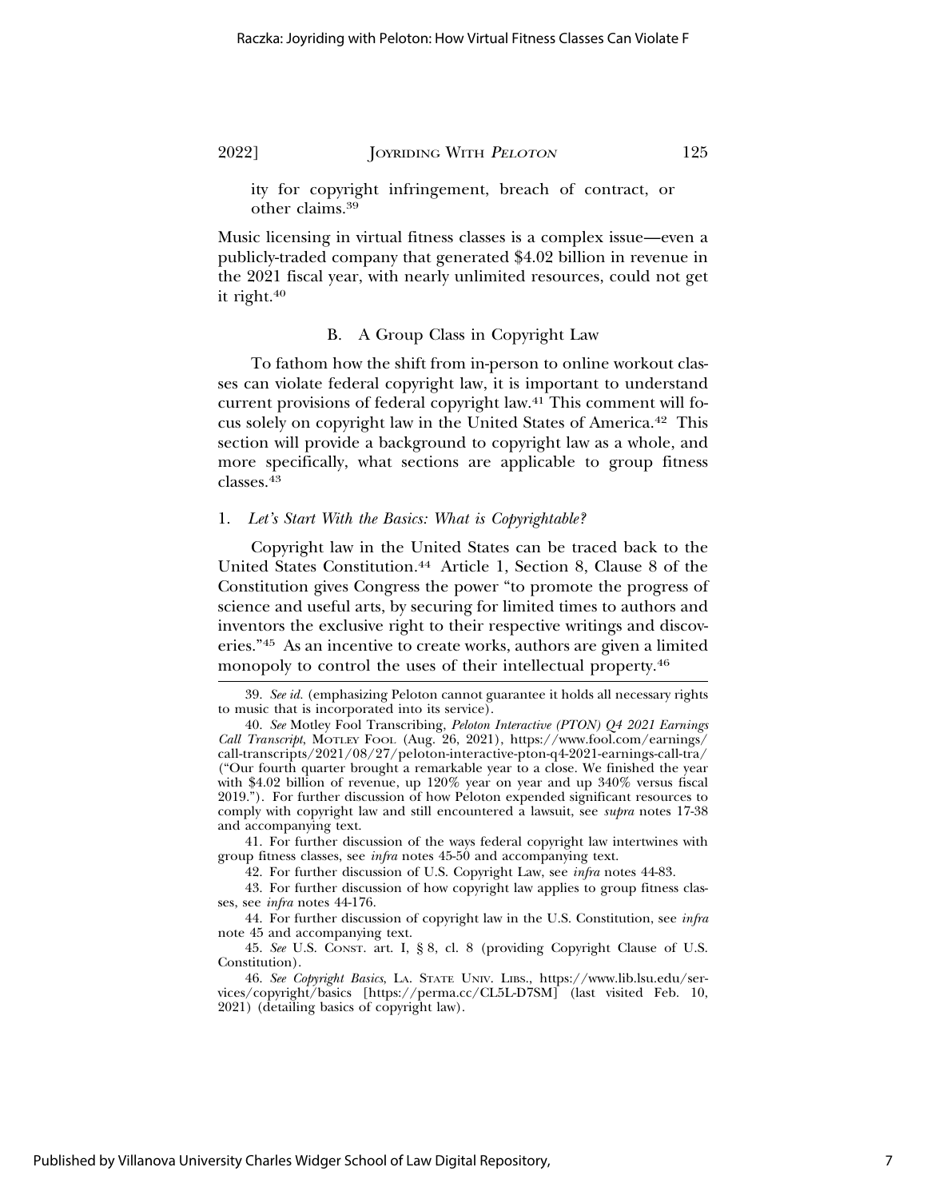ity for copyright infringement, breach of contract, or other claims.[39]

Music licensing in virtual fitness classes is a complex issue—even a publicly-traded company that generated $4.02 billion in revenue in the 2021 fiscal year, with nearly unlimited resources, could not get it right.[40]

### B. A Group Class in Copyright Law

To fathom how the shift from in-person to online workout classes can violate federal copyright law, it is important to understand current provisions of federal copyright law.[41] This comment will focus solely on copyright law in the United States of America.[42] This section will provide a background to copyright law as a whole, and more specifically, what sections are applicable to group fitness classes.[43]

#### 1. *Let's Start With the Basics: What is Copyrightable?*

Copyright law in the United States can be traced back to the United States Constitution.[44] Article 1, Section 8, Clause 8 of the Constitution gives Congress the power "to promote the progress of science and useful arts, by securing for limited times to authors and inventors the exclusive right to their respective writings and discoveries."[45] As an incentive to create works, authors are given a limited monopoly to control the uses of their intellectual property.[46]

---

39. *See id.* (emphasizing Peloton cannot guarantee it holds all necessary rights to music that is incorporated into its service).

40. *See* Motley Fool Transcribing, *Peloton Interactive (PTON) Q4 2021 Earnings Call Transcript*, MOTLEY FOOL (Aug. 26, 2021), https://www.fool.com/earnings/call-transcripts/2021/08/27/peloton-interactive-pton-q4-2021-earnings-call-tra/ ("Our fourth quarter brought a remarkable year to a close. We finished the year with $4.02 billion of revenue, up 120% year on year and up 340% versus fiscal 2019."). For further discussion of how Peloton expended significant resources to comply with copyright law and still encountered a lawsuit, see *supra* notes 17-38 and accompanying text.

41. For further discussion of the ways federal copyright law intertwines with group fitness classes, see *infra* notes 45-50 and accompanying text.

42. For further discussion of U.S. Copyright Law, see *infra* notes 44-83.

43. For further discussion of how copyright law applies to group fitness classes, see *infra* notes 44-176.

44. For further discussion of copyright law in the U.S. Constitution, see *infra* note 45 and accompanying text.

45. *See* U.S. CONST. art. I, § 8, cl. 8 (providing Copyright Clause of U.S. Constitution).

46. *See Copyright Basics*, LA. STATE UNIV. LIBS., https://www.lib.lsu.edu/services/copyright/basics [https://perma.cc/CL5L-D7SM] (last visited Feb. 10, 2021) (detailing basics of copyright law).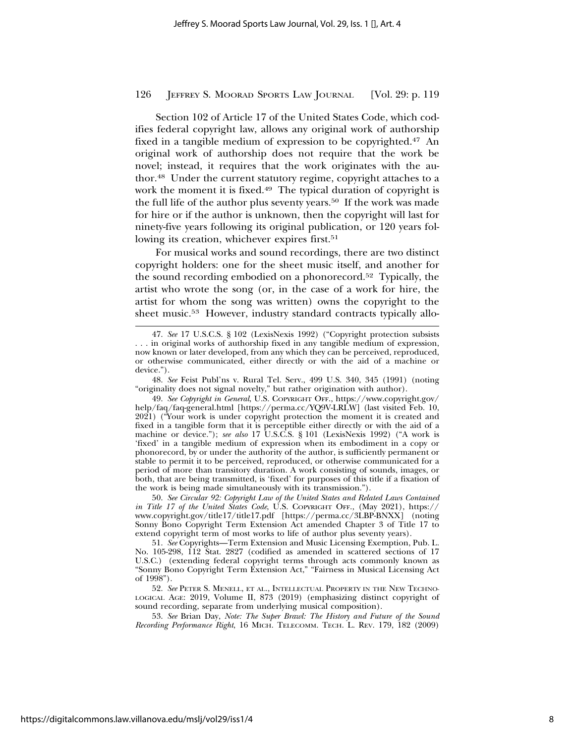Section 102 of Article 17 of the United States Code, which codifies federal copyright law, allows any original work of authorship fixed in a tangible medium of expression to be copyrighted.[47] An original work of authorship does not require that the work be novel; instead, it requires that the work originates with the author.[48] Under the current statutory regime, copyright attaches to a work the moment it is fixed.[49] The typical duration of copyright is the full life of the author plus seventy years.[50] If the work was made for hire or if the author is unknown, then the copyright will last for ninety-five years following its original publication, or 120 years following its creation, whichever expires first.[51]

For musical works and sound recordings, there are two distinct copyright holders: one for the sheet music itself, and another for the sound recording embodied on a phonorecord.[52] Typically, the artist who wrote the song (or, in the case of a work for hire, the artist for whom the song was written) owns the copyright to the sheet music.[53] However, industry standard contracts typically allo-

47. *See* 17 U.S.C.S. § 102 (LexisNexis 1992) ("Copyright protection subsists . . . in original works of authorship fixed in any tangible medium of expression, now known or later developed, from any which they can be perceived, reproduced, or otherwise communicated, either directly or with the aid of a machine or device.").

48. *See* Feist Publ'ns v. Rural Tel. Serv., 499 U.S. 340, 345 (1991) (noting "originality does not signal novelty," but rather origination with author).

49. *See Copyright in General*, U.S. COPYRIGHT OFF., https://www.copyright.gov/help/faq/faq-general.html [https://perma.cc/YQ9V-LRLW] (last visited Feb. 10, 2021) ("Your work is under copyright protection the moment it is created and fixed in a tangible form that it is perceptible either directly or with the aid of a machine or device."); *see also* 17 U.S.C.S. § 101 (LexisNexis 1992) ("A work is 'fixed' in a tangible medium of expression when its embodiment in a copy or phonorecord, by or under the authority of the author, is sufficiently permanent or stable to permit it to be perceived, reproduced, or otherwise communicated for a period of more than transitory duration. A work consisting of sounds, images, or both, that are being transmitted, is 'fixed' for purposes of this title if a fixation of the work is being made simultaneously with its transmission.").

50. *See Circular 92: Copyright Law of the United States and Related Laws Contained in Title 17 of the United States Code*, U.S. COPYRIGHT OFF., (May 2021), https://www.copyright.gov/title17/title17.pdf [https://perma.cc/3LBP-BNXX] (noting Sonny Bono Copyright Term Extension Act amended Chapter 3 of Title 17 to extend copyright term of most works to life of author plus seventy years).

51. *See* Copyrights—Term Extension and Music Licensing Exemption, Pub. L. No. 105-298, 112 Stat. 2827 (codified as amended in scattered sections of 17 U.S.C.) (extending federal copyright terms through acts commonly known as "Sonny Bono Copyright Term Extension Act," "Fairness in Musical Licensing Act of 1998").

52. *See* PETER S. MENELL, ET AL., INTELLECTUAL PROPERTY IN THE NEW TECHNOLOGICAL AGE: 2019, Volume II, 873 (2019) (emphasizing distinct copyright of sound recording, separate from underlying musical composition).

53. *See* Brian Day, *Note: The Super Brawl: The History and Future of the Sound Recording Performance Right*, 16 MICH. TELECOMM. TECH. L. REV. 179, 182 (2009)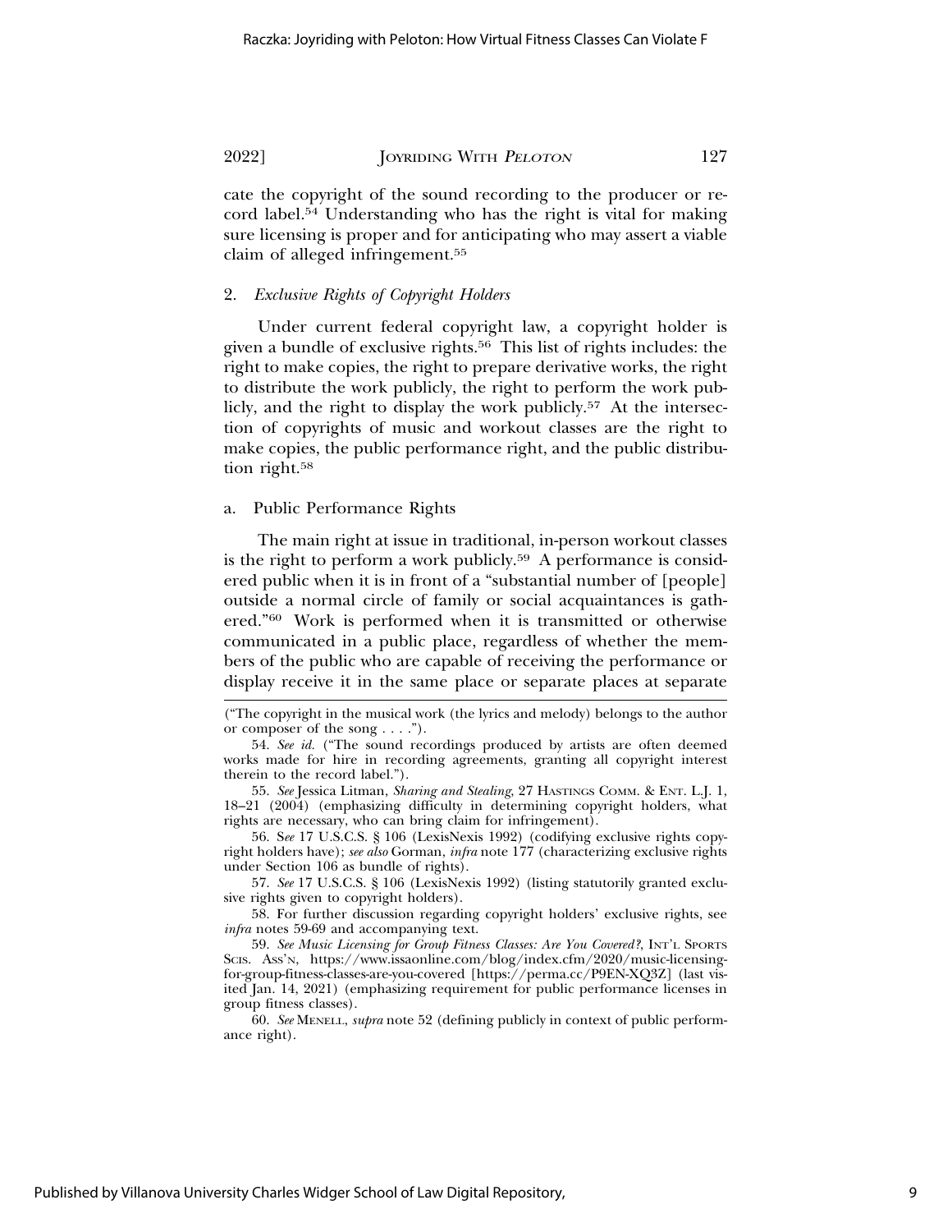cate the copyright of the sound recording to the producer or record label.[54] Understanding who has the right is vital for making sure licensing is proper and for anticipating who may assert a viable claim of alleged infringement.[55]

### 2. *Exclusive Rights of Copyright Holders*

Under current federal copyright law, a copyright holder is given a bundle of exclusive rights.[56] This list of rights includes: the right to make copies, the right to prepare derivative works, the right to distribute the work publicly, the right to perform the work publicly, and the right to display the work publicly.[57] At the intersection of copyrights of music and workout classes are the right to make copies, the public performance right, and the public distribution right.[58]

#### a. Public Performance Rights

The main right at issue in traditional, in-person workout classes is the right to perform a work publicly.[59] A performance is considered public when it is in front of a "substantial number of [people] outside a normal circle of family or social acquaintances is gathered."[60] Work is performed when it is transmitted or otherwise communicated in a public place, regardless of whether the members of the public who are capable of receiving the performance or display receive it in the same place or separate places at separate

---

("The copyright in the musical work (the lyrics and melody) belongs to the author or composer of the song . . . .").

54. *See id.* ("The sound recordings produced by artists are often deemed works made for hire in recording agreements, granting all copyright interest therein to the record label.").

55. *See* Jessica Litman, *Sharing and Stealing*, 27 HASTINGS COMM. & ENT. L.J. 1, 18–21 (2004) (emphasizing difficulty in determining copyright holders, what rights are necessary, who can bring claim for infringement).

56. *See* 17 U.S.C.S. § 106 (LexisNexis 1992) (codifying exclusive rights copyright holders have); *see also* Gorman, *infra* note 177 (characterizing exclusive rights under Section 106 as bundle of rights).

57. *See* 17 U.S.C.S. § 106 (LexisNexis 1992) (listing statutorily granted exclusive rights given to copyright holders).

58. For further discussion regarding copyright holders' exclusive rights, see *infra* notes 59-69 and accompanying text.

59. *See Music Licensing for Group Fitness Classes: Are You Covered?*, INT'L SPORTS SCIS. ASS'N, https://www.issaonline.com/blog/index.cfm/2020/music-licensing-for-group-fitness-classes-are-you-covered [https://perma.cc/P9EN-XQ3Z] (last visited Jan. 14, 2021) (emphasizing requirement for public performance licenses in group fitness classes).

60. *See* MENELL, *supra* note 52 (defining publicly in context of public performance right).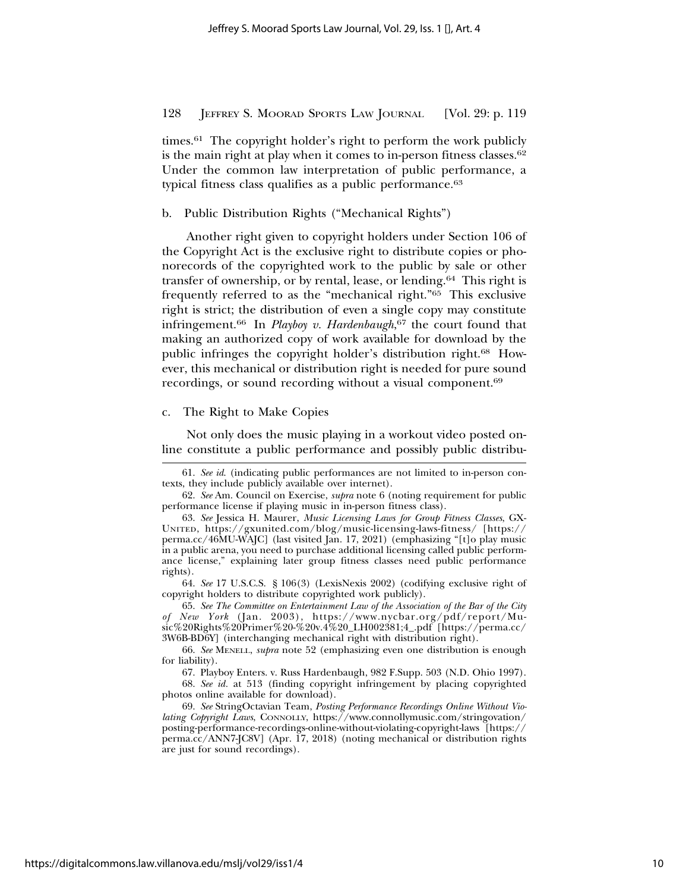times.[61] The copyright holder's right to perform the work publicly is the main right at play when it comes to in-person fitness classes.[62] Under the common law interpretation of public performance, a typical fitness class qualifies as a public performance.[63]

### b. Public Distribution Rights ("Mechanical Rights")

Another right given to copyright holders under Section 106 of the Copyright Act is the exclusive right to distribute copies or phonorecords of the copyrighted work to the public by sale or other transfer of ownership, or by rental, lease, or lending.[64] This right is frequently referred to as the "mechanical right."[65] This exclusive right is strict; the distribution of even a single copy may constitute infringement.[66] In *Playboy v. Hardenbaugh*,[67] the court found that making an authorized copy of work available for download by the public infringes the copyright holder's distribution right.[68] However, this mechanical or distribution right is needed for pure sound recordings, or sound recording without a visual component.[69]

### c. The Right to Make Copies

Not only does the music playing in a workout video posted online constitute a public performance and possibly public distribu-

---

61. *See id.* (indicating public performances are not limited to in-person contexts, they include publicly available over internet).

62. *See* Am. Council on Exercise, *supra* note 6 (noting requirement for public performance license if playing music in in-person fitness class).

63. *See* Jessica H. Maurer, *Music Licensing Laws for Group Fitness Classes*, GX-UNITED, https://gxunited.com/blog/music-licensing-laws-fitness/ [https://perma.cc/46MU-WAJC] (last visited Jan. 17, 2021) (emphasizing "[t]o play music in a public arena, you need to purchase additional licensing called public performance license," explaining later group fitness classes need public performance rights).

64. *See* 17 U.S.C.S. § 106(3) (LexisNexis 2002) (codifying exclusive right of copyright holders to distribute copyrighted work publicly).

65. *See The Committee on Entertainment Law of the Association of the Bar of the City of New York* (Jan. 2003), https://www.nycbar.org/pdf/report/Music%20Rights%20Primer%20-%20v.4%20_LH002381;4_.pdf [https://perma.cc/3W6B-BD6Y] (interchanging mechanical right with distribution right).

66. *See* MENELL, *supra* note 52 (emphasizing even one distribution is enough for liability).

67. Playboy Enters. v. Russ Hardenbaugh, 982 F.Supp. 503 (N.D. Ohio 1997).

68. *See id.* at 513 (finding copyright infringement by placing copyrighted photos online available for download).

69. *See* StringOctavian Team, *Posting Performance Recordings Online Without Violating Copyright Laws*, CONNOLLY, https://www.connollymusic.com/stringovation/posting-performance-recordings-online-without-violating-copyright-laws [https://perma.cc/ANN7-JC8V] (Apr. 17, 2018) (noting mechanical or distribution rights are just for sound recordings).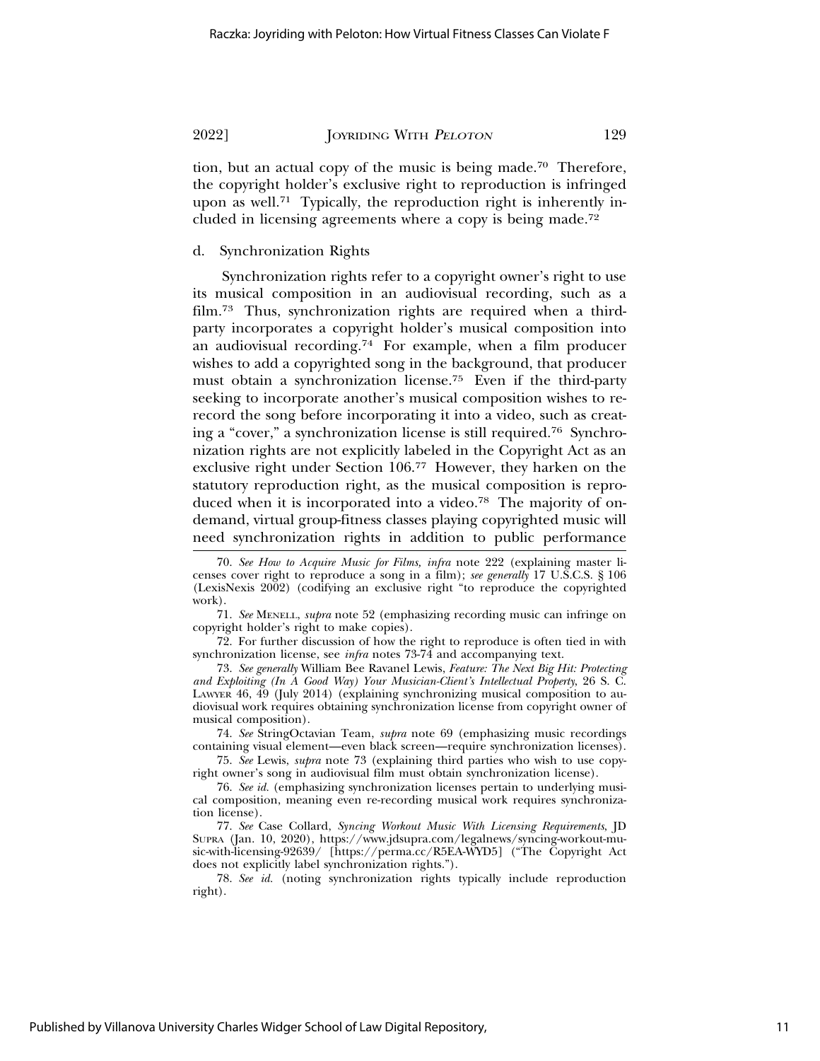tion, but an actual copy of the music is being made.[70] Therefore, the copyright holder's exclusive right to reproduction is infringed upon as well.[71] Typically, the reproduction right is inherently included in licensing agreements where a copy is being made.[72]

d. Synchronization Rights

Synchronization rights refer to a copyright owner's right to use its musical composition in an audiovisual recording, such as a film.[73] Thus, synchronization rights are required when a third-party incorporates a copyright holder's musical composition into an audiovisual recording.[74] For example, when a film producer wishes to add a copyrighted song in the background, that producer must obtain a synchronization license.[75] Even if the third-party seeking to incorporate another's musical composition wishes to re-record the song before incorporating it into a video, such as creating a "cover," a synchronization license is still required.[76] Synchronization rights are not explicitly labeled in the Copyright Act as an exclusive right under Section 106.[77] However, they harken on the statutory reproduction right, as the musical composition is reproduced when it is incorporated into a video.[78] The majority of on-demand, virtual group-fitness classes playing copyrighted music will need synchronization rights in addition to public performance

---

70. *See How to Acquire Music for Films, infra* note 222 (explaining master licenses cover right to reproduce a song in a film); *see generally* 17 U.S.C.S. § 106 (LexisNexis 2002) (codifying an exclusive right "to reproduce the copyrighted work).

71. *See* Menell, *supra* note 52 (emphasizing recording music can infringe on copyright holder's right to make copies).

72. For further discussion of how the right to reproduce is often tied in with synchronization license, see *infra* notes 73-74 and accompanying text.

73. *See generally* William Bee Ravanel Lewis, *Feature: The Next Big Hit: Protecting and Exploiting (In A Good Way) Your Musician-Client's Intellectual Property*, 26 S. C. Lawyer 46, 49 (July 2014) (explaining synchronizing musical composition to audiovisual work requires obtaining synchronization license from copyright owner of musical composition).

74. *See* StringOctavian Team, *supra* note 69 (emphasizing music recordings containing visual element—even black screen—require synchronization licenses).

75. *See* Lewis, *supra* note 73 (explaining third parties who wish to use copyright owner's song in audiovisual film must obtain synchronization license).

76. *See id.* (emphasizing synchronization licenses pertain to underlying musical composition, meaning even re-recording musical work requires synchronization license).

77. *See* Case Collard, *Syncing Workout Music With Licensing Requirements*, JD Supra (Jan. 10, 2020), https://www.jdsupra.com/legalnews/syncing-workout-music-with-licensing-92639/ [https://perma.cc/R5EA-WYD5] ("The Copyright Act does not explicitly label synchronization rights.").

78. *See id.* (noting synchronization rights typically include reproduction right).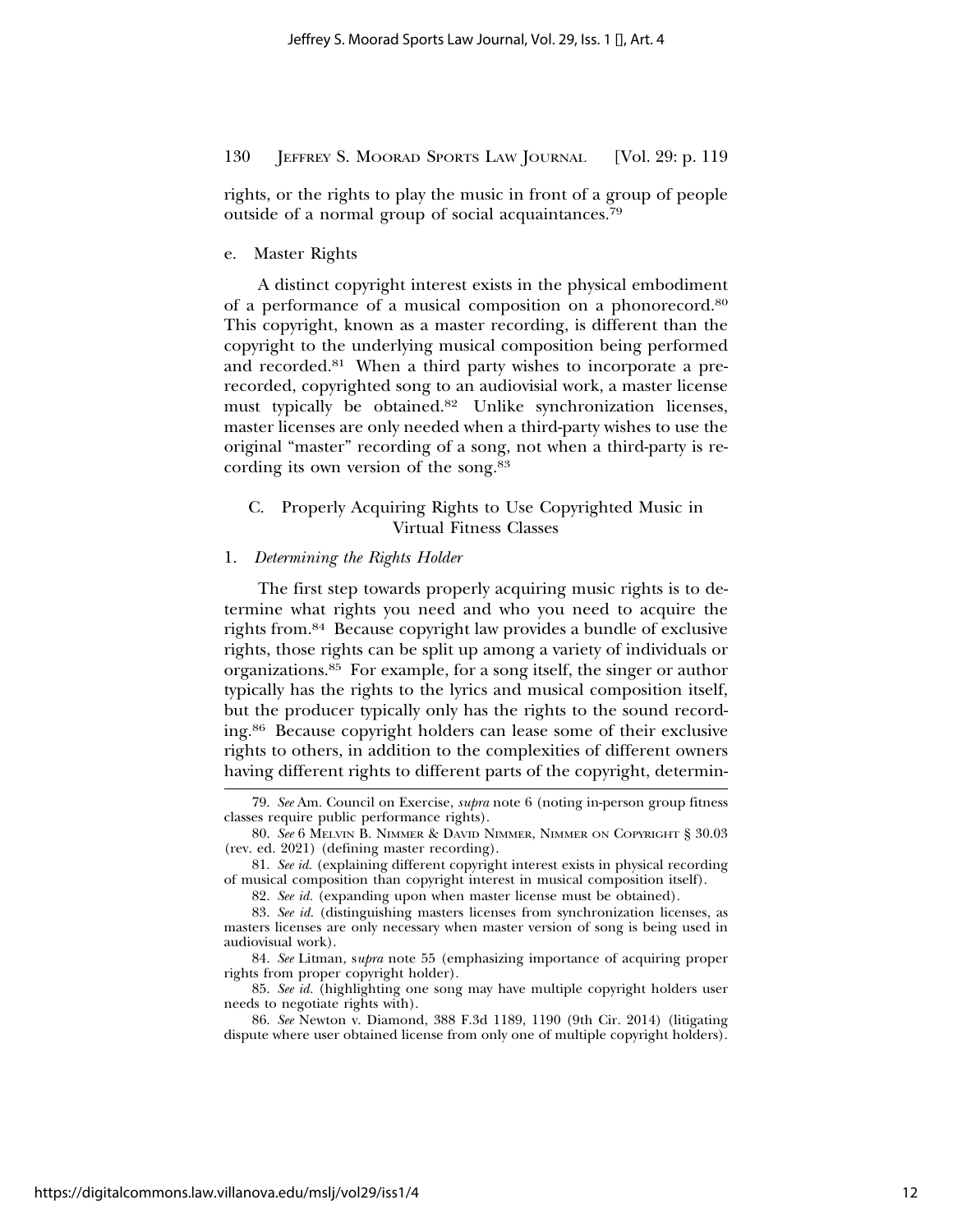rights, or the rights to play the music in front of a group of people outside of a normal group of social acquaintances.[79]

e. Master Rights

A distinct copyright interest exists in the physical embodiment of a performance of a musical composition on a phonorecord.[80] This copyright, known as a master recording, is different than the copyright to the underlying musical composition being performed and recorded.[81] When a third party wishes to incorporate a prerecorded, copyrighted song to an audiovisial work, a master license must typically be obtained.[82] Unlike synchronization licenses, master licenses are only needed when a third-party wishes to use the original "master" recording of a song, not when a third-party is recording its own version of the song.[83]

### C. Properly Acquiring Rights to Use Copyrighted Music in Virtual Fitness Classes

#### 1. *Determining the Rights Holder*

The first step towards properly acquiring music rights is to determine what rights you need and who you need to acquire the rights from.[84] Because copyright law provides a bundle of exclusive rights, those rights can be split up among a variety of individuals or organizations.[85] For example, for a song itself, the singer or author typically has the rights to the lyrics and musical composition itself, but the producer typically only has the rights to the sound recording.[86] Because copyright holders can lease some of their exclusive rights to others, in addition to the complexities of different owners having different rights to different parts of the copyright, determin-

---

79. *See* Am. Council on Exercise, *supra* note 6 (noting in-person group fitness classes require public performance rights).

80. *See* 6 MELVIN B. NIMMER & DAVID NIMMER, NIMMER ON COPYRIGHT § 30.03 (rev. ed. 2021) (defining master recording).

81. *See id.* (explaining different copyright interest exists in physical recording of musical composition than copyright interest in musical composition itself).

82. *See id.* (expanding upon when master license must be obtained).

83. *See id.* (distinguishing masters licenses from synchronization licenses, as masters licenses are only necessary when master version of song is being used in audiovisual work).

84. *See* Litman, s*upra* note 55 (emphasizing importance of acquiring proper rights from proper copyright holder).

85. *See id.* (highlighting one song may have multiple copyright holders user needs to negotiate rights with).

86. *See* Newton v. Diamond, 388 F.3d 1189, 1190 (9th Cir. 2014) (litigating dispute where user obtained license from only one of multiple copyright holders).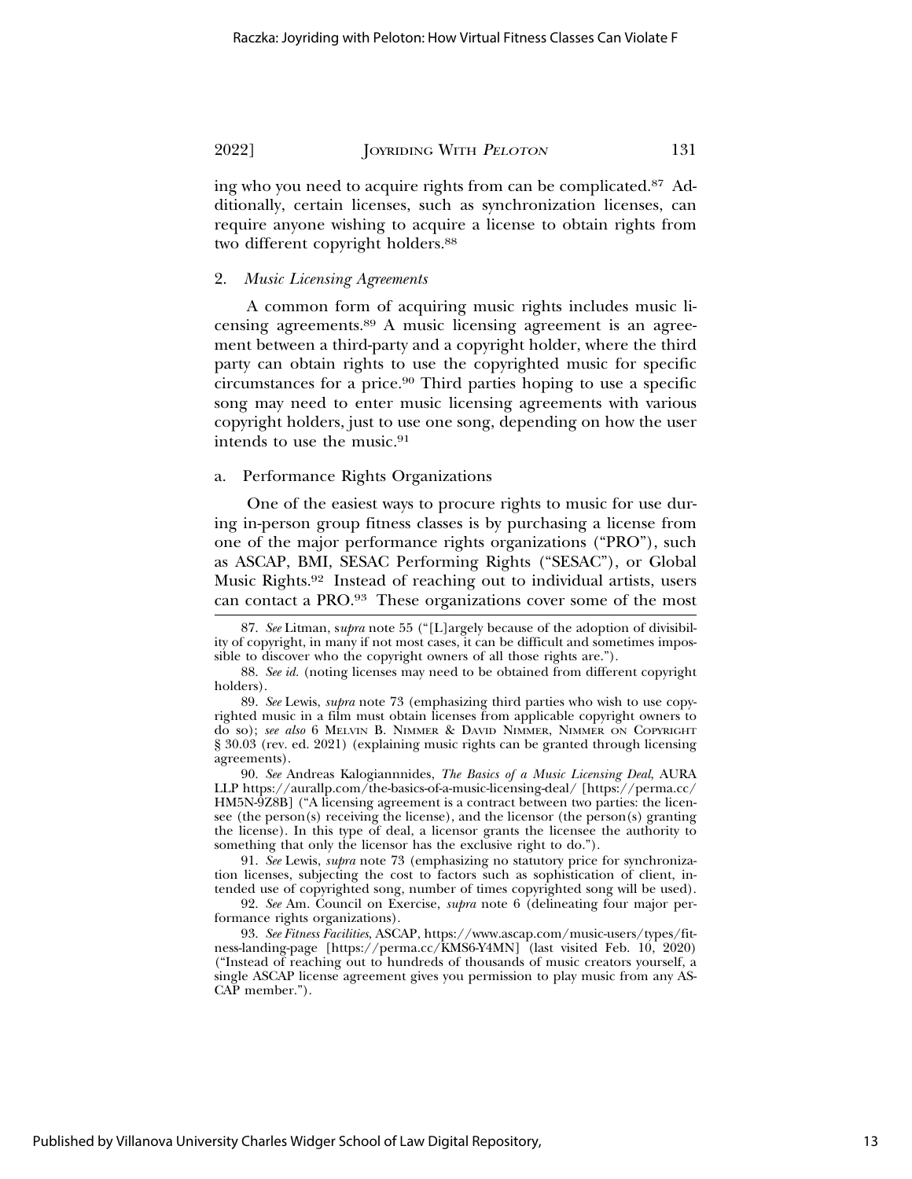ing who you need to acquire rights from can be complicated.[87] Additionally, certain licenses, such as synchronization licenses, can require anyone wishing to acquire a license to obtain rights from two different copyright holders.[88]

### 2. *Music Licensing Agreements*

A common form of acquiring music rights includes music licensing agreements.[89] A music licensing agreement is an agreement between a third-party and a copyright holder, where the third party can obtain rights to use the copyrighted music for specific circumstances for a price.[90] Third parties hoping to use a specific song may need to enter music licensing agreements with various copyright holders, just to use one song, depending on how the user intends to use the music.[91]

#### a. Performance Rights Organizations

One of the easiest ways to procure rights to music for use during in-person group fitness classes is by purchasing a license from one of the major performance rights organizations ("PRO"), such as ASCAP, BMI, SESAC Performing Rights ("SESAC"), or Global Music Rights.[92] Instead of reaching out to individual artists, users can contact a PRO.[93] These organizations cover some of the most

---

87. *See* Litman, s*upra* note 55 ("[L]argely because of the adoption of divisibility of copyright, in many if not most cases, it can be difficult and sometimes impossible to discover who the copyright owners of all those rights are.").

88. *See id.* (noting licenses may need to be obtained from different copyright holders).

89. *See* Lewis, *supra* note 73 (emphasizing third parties who wish to use copyrighted music in a film must obtain licenses from applicable copyright owners to do so); *see also* 6 MELVIN B. NIMMER & DAVID NIMMER, NIMMER ON COPYRIGHT § 30.03 (rev. ed. 2021) (explaining music rights can be granted through licensing agreements).

90. *See* Andreas Kalogiannnides, *The Basics of a Music Licensing Deal*, AURA LLP https://aurallp.com/the-basics-of-a-music-licensing-deal/ [https://perma.cc/HM5N-9Z8B] ("A licensing agreement is a contract between two parties: the licensee (the person(s) receiving the license), and the licensor (the person(s) granting the license). In this type of deal, a licensor grants the licensee the authority to something that only the licensor has the exclusive right to do.").

91. *See* Lewis, *supra* note 73 (emphasizing no statutory price for synchronization licenses, subjecting the cost to factors such as sophistication of client, intended use of copyrighted song, number of times copyrighted song will be used).

92. *See* Am. Council on Exercise, *supra* note 6 (delineating four major performance rights organizations).

93. *See Fitness Facilities*, ASCAP, https://www.ascap.com/music-users/types/fitness-landing-page [https://perma.cc/KMS6-Y4MN] (last visited Feb. 10, 2020) ("Instead of reaching out to hundreds of thousands of music creators yourself, a single ASCAP license agreement gives you permission to play music from any ASCAP member.").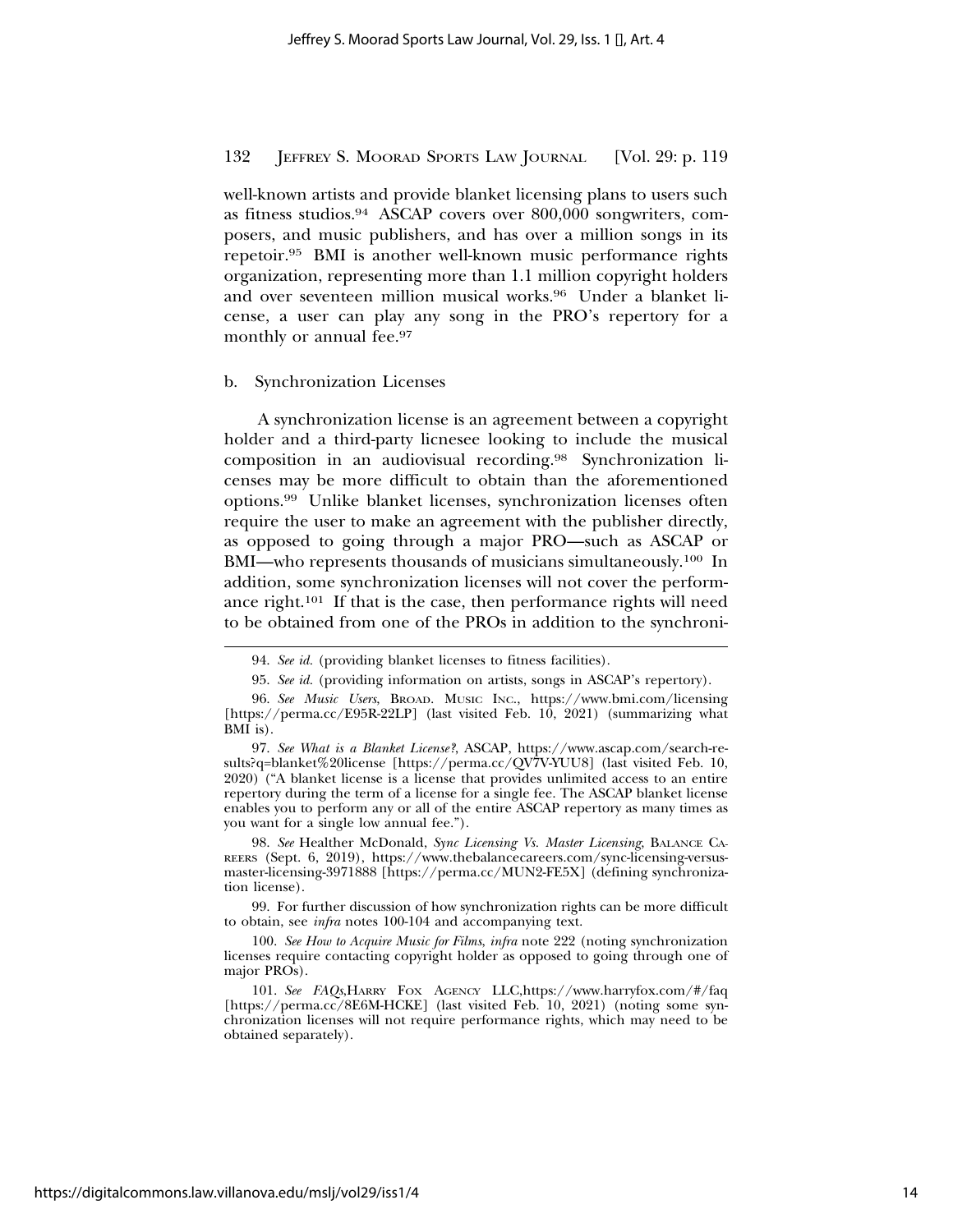well-known artists and provide blanket licensing plans to users such as fitness studios.[94] ASCAP covers over 800,000 songwriters, composers, and music publishers, and has over a million songs in its repetoir.[95] BMI is another well-known music performance rights organization, representing more than 1.1 million copyright holders and over seventeen million musical works.[96] Under a blanket license, a user can play any song in the PRO's repertory for a monthly or annual fee.[97]

b. Synchronization Licenses

A synchronization license is an agreement between a copyright holder and a third-party licnesee looking to include the musical composition in an audiovisual recording.[98] Synchronization licenses may be more difficult to obtain than the aforementioned options.[99] Unlike blanket licenses, synchronization licenses often require the user to make an agreement with the publisher directly, as opposed to going through a major PRO—such as ASCAP or BMI—who represents thousands of musicians simultaneously.[100] In addition, some synchronization licenses will not cover the performance right.[101] If that is the case, then performance rights will need to be obtained from one of the PROs in addition to the synchroni-

---

94. *See id.* (providing blanket licenses to fitness facilities).

95. *See id.* (providing information on artists, songs in ASCAP's repertory).

96. *See Music Users*, BROAD. MUSIC INC., https://www.bmi.com/licensing [https://perma.cc/E95R-22LP] (last visited Feb. 10, 2021) (summarizing what BMI is).

97. *See What is a Blanket License?*, ASCAP, https://www.ascap.com/search-results?q=blanket%20license [https://perma.cc/QV7V-YUU8] (last visited Feb. 10, 2020) ("A blanket license is a license that provides unlimited access to an entire repertory during the term of a license for a single fee. The ASCAP blanket license enables you to perform any or all of the entire ASCAP repertory as many times as you want for a single low annual fee.").

98. *See* Healther McDonald, *Sync Licensing Vs. Master Licensing*, BALANCE CAREERS (Sept. 6, 2019), https://www.thebalancecareers.com/sync-licensing-versus-master-licensing-3971888 [https://perma.cc/MUN2-FE5X] (defining synchronization license).

99. For further discussion of how synchronization rights can be more difficult to obtain, see *infra* notes 100-104 and accompanying text.

100. *See How to Acquire Music for Films*, *infra* note 222 (noting synchronization licenses require contacting copyright holder as opposed to going through one of major PROs).

101. *See FAQs*, HARRY FOX AGENCY LLC, https://www.harryfox.com/#/faq [https://perma.cc/8E6M-HCKE] (last visited Feb. 10, 2021) (noting some synchronization licenses will not require performance rights, which may need to be obtained separately).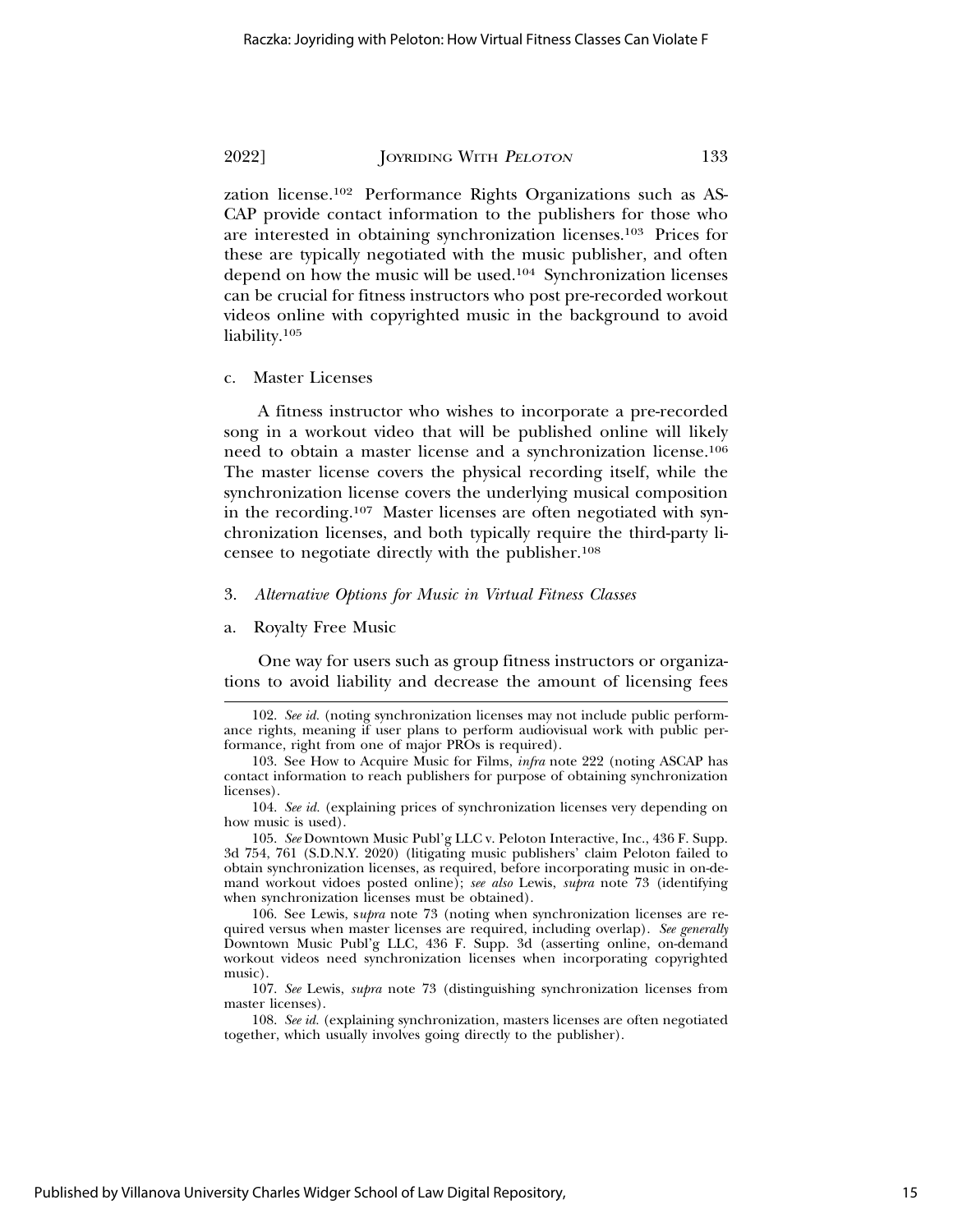zation license.[102] Performance Rights Organizations such as ASCAP provide contact information to the publishers for those who are interested in obtaining synchronization licenses.[103] Prices for these are typically negotiated with the music publisher, and often depend on how the music will be used.[104] Synchronization licenses can be crucial for fitness instructors who post pre-recorded workout videos online with copyrighted music in the background to avoid liability.[105]

c. Master Licenses

A fitness instructor who wishes to incorporate a pre-recorded song in a workout video that will be published online will likely need to obtain a master license and a synchronization license.[106] The master license covers the physical recording itself, while the synchronization license covers the underlying musical composition in the recording.[107] Master licenses are often negotiated with synchronization licenses, and both typically require the third-party licensee to negotiate directly with the publisher.[108]

### 3. *Alternative Options for Music in Virtual Fitness Classes*

a. Royalty Free Music

One way for users such as group fitness instructors or organizations to avoid liability and decrease the amount of licensing fees

---

102. *See id.* (noting synchronization licenses may not include public performance rights, meaning if user plans to perform audiovisual work with public performance, right from one of major PROs is required).

103. See How to Acquire Music for Films, *infra* note 222 (noting ASCAP has contact information to reach publishers for purpose of obtaining synchronization licenses).

104. *See id.* (explaining prices of synchronization licenses very depending on how music is used).

105. *See* Downtown Music Publ'g LLC v. Peloton Interactive, Inc., 436 F. Supp. 3d 754, 761 (S.D.N.Y. 2020) (litigating music publishers' claim Peloton failed to obtain synchronization licenses, as required, before incorporating music in on-demand workout vidoes posted online); *see also* Lewis, *supra* note 73 (identifying when synchronization licenses must be obtained).

106. See Lewis, s*upra* note 73 (noting when synchronization licenses are required versus when master licenses are required, including overlap). *See generally* Downtown Music Publ'g LLC, 436 F. Supp. 3d (asserting online, on-demand workout videos need synchronization licenses when incorporating copyrighted music).

107. *See* Lewis, *supra* note 73 (distinguishing synchronization licenses from master licenses).

108. *See id.* (explaining synchronization, masters licenses are often negotiated together, which usually involves going directly to the publisher).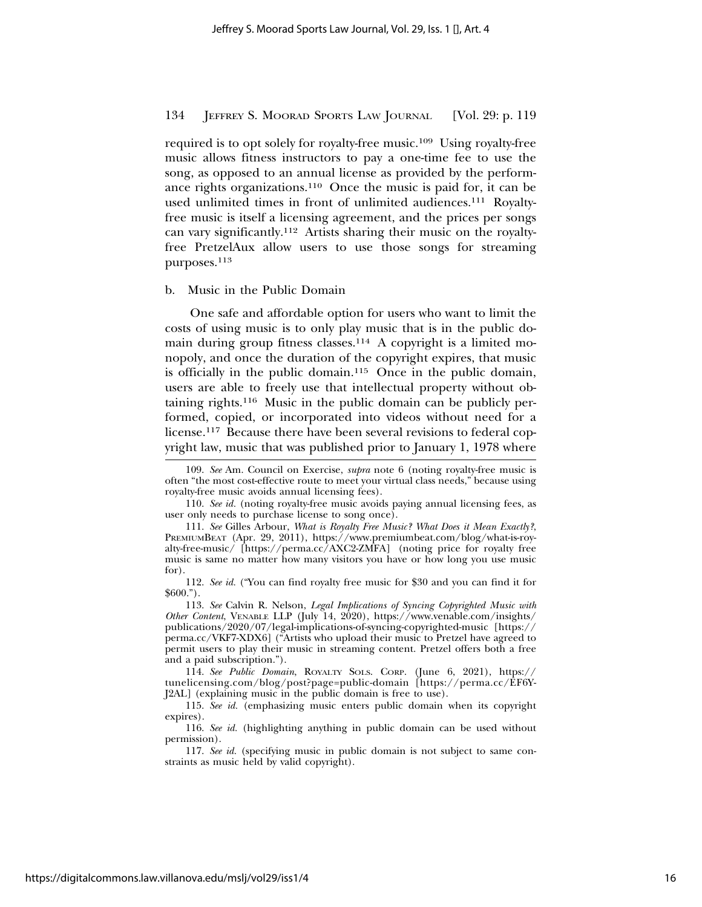required is to opt solely for royalty-free music.[109] Using royalty-free music allows fitness instructors to pay a one-time fee to use the song, as opposed to an annual license as provided by the performance rights organizations.[110] Once the music is paid for, it can be used unlimited times in front of unlimited audiences.[111] Royalty-free music is itself a licensing agreement, and the prices per songs can vary significantly.[112] Artists sharing their music on the royalty-free PretzelAux allow users to use those songs for streaming purposes.[113]

b. Music in the Public Domain

One safe and affordable option for users who want to limit the costs of using music is to only play music that is in the public domain during group fitness classes.[114] A copyright is a limited monopoly, and once the duration of the copyright expires, that music is officially in the public domain.[115] Once in the public domain, users are able to freely use that intellectual property without obtaining rights.[116] Music in the public domain can be publicly performed, copied, or incorporated into videos without need for a license.[117] Because there have been several revisions to federal copyright law, music that was published prior to January 1, 1978 where

---

109. *See* Am. Council on Exercise, *supra* note 6 (noting royalty-free music is often "the most cost-effective route to meet your virtual class needs," because using royalty-free music avoids annual licensing fees).

110. *See id.* (noting royalty-free music avoids paying annual licensing fees, as user only needs to purchase license to song once).

111. *See* Gilles Arbour, *What is Royalty Free Music? What Does it Mean Exactly?*, PremiumBeat (Apr. 29, 2011), https://www.premiumbeat.com/blog/what-is-royalty-free-music/ [https://perma.cc/AXC2-ZMFA] (noting price for royalty free music is same no matter how many visitors you have or how long you use music for).

112. *See id.* ("You can find royalty free music for $30 and you can find it for $600.").

113. *See* Calvin R. Nelson, *Legal Implications of Syncing Copyrighted Music with Other Content*, Venable LLP (July 14, 2020), https://www.venable.com/insights/publications/2020/07/legal-implications-of-syncing-copyrighted-music [https://perma.cc/VKF7-XDX6] ("Artists who upload their music to Pretzel have agreed to permit users to play their music in streaming content. Pretzel offers both a free and a paid subscription.").

114. *See Public Domain*, Royalty Sols. Corp. (June 6, 2021), https://tunelicensing.com/blog/post?page=public-domain [https://perma.cc/EF6Y-J2AL] (explaining music in the public domain is free to use).

115. *See id.* (emphasizing music enters public domain when its copyright expires).

116. *See id.* (highlighting anything in public domain can be used without permission).

117. *See id.* (specifying music in public domain is not subject to same constraints as music held by valid copyright).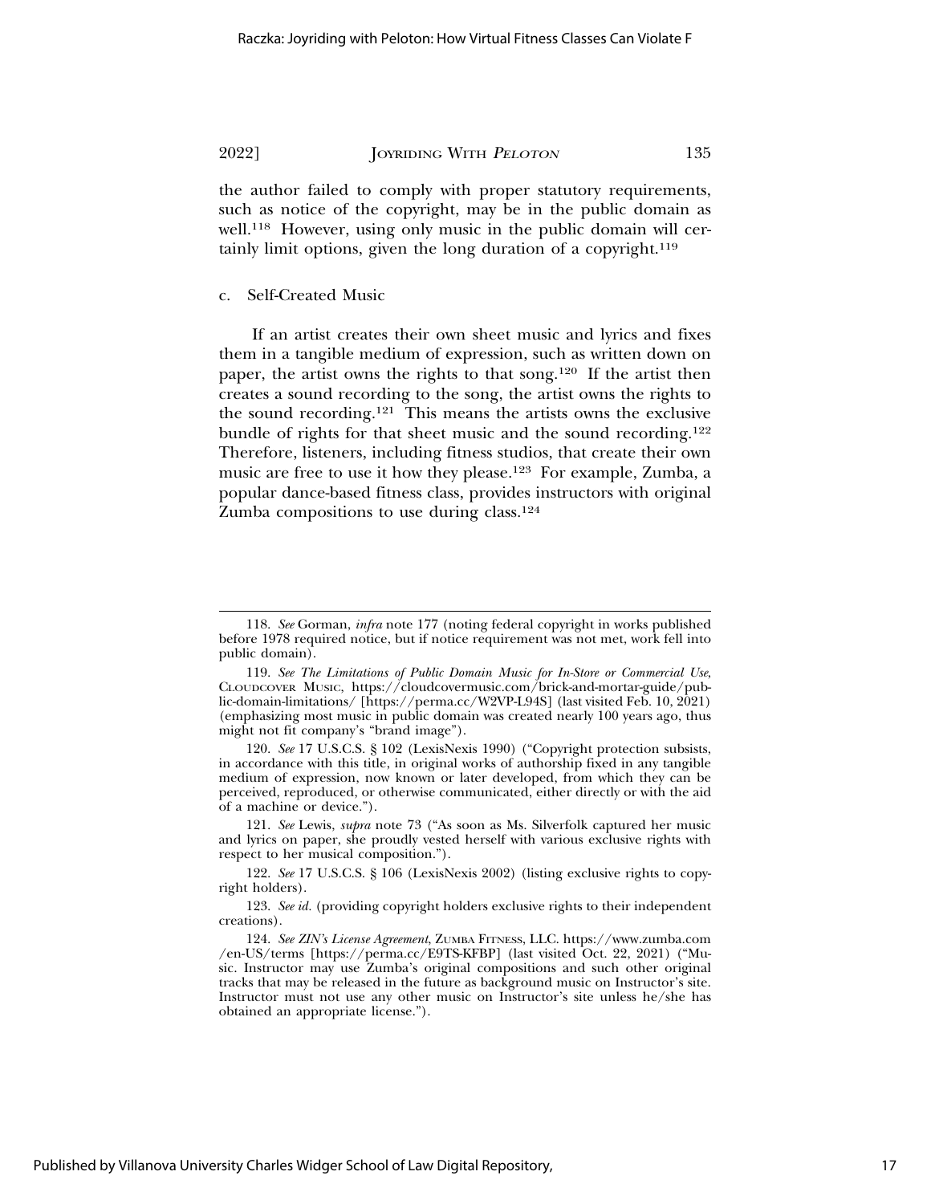the author failed to comply with proper statutory requirements, such as notice of the copyright, may be in the public domain as well.[118] However, using only music in the public domain will certainly limit options, given the long duration of a copyright.[119]

c. Self-Created Music

If an artist creates their own sheet music and lyrics and fixes them in a tangible medium of expression, such as written down on paper, the artist owns the rights to that song.[120] If the artist then creates a sound recording to the song, the artist owns the rights to the sound recording.[121] This means the artists owns the exclusive bundle of rights for that sheet music and the sound recording.[122] Therefore, listeners, including fitness studios, that create their own music are free to use it how they please.[123] For example, Zumba, a popular dance-based fitness class, provides instructors with original Zumba compositions to use during class.[124]

---

118. *See* Gorman, *infra* note 177 (noting federal copyright in works published before 1978 required notice, but if notice requirement was not met, work fell into public domain).

119. *See The Limitations of Public Domain Music for In-Store or Commercial Use*, CLOUDCOVER MUSIC, https://cloudcovermusic.com/brick-and-mortar-guide/public-domain-limitations/ [https://perma.cc/W2VP-L94S] (last visited Feb. 10, 2021) (emphasizing most music in public domain was created nearly 100 years ago, thus might not fit company's "brand image").

120. *See* 17 U.S.C.S. § 102 (LexisNexis 1990) ("Copyright protection subsists, in accordance with this title, in original works of authorship fixed in any tangible medium of expression, now known or later developed, from which they can be perceived, reproduced, or otherwise communicated, either directly or with the aid of a machine or device.").

121. *See* Lewis, *supra* note 73 ("As soon as Ms. Silverfolk captured her music and lyrics on paper, she proudly vested herself with various exclusive rights with respect to her musical composition.").

122. *See* 17 U.S.C.S. § 106 (LexisNexis 2002) (listing exclusive rights to copyright holders).

123. *See id.* (providing copyright holders exclusive rights to their independent creations).

124. *See ZIN's License Agreement*, ZUMBA FITNESS, LLC. https://www.zumba.com/en-US/terms [https://perma.cc/E9TS-KFBP] (last visited Oct. 22, 2021) ("Music. Instructor may use Zumba's original compositions and such other original tracks that may be released in the future as background music on Instructor's site. Instructor must not use any other music on Instructor's site unless he/she has obtained an appropriate license.").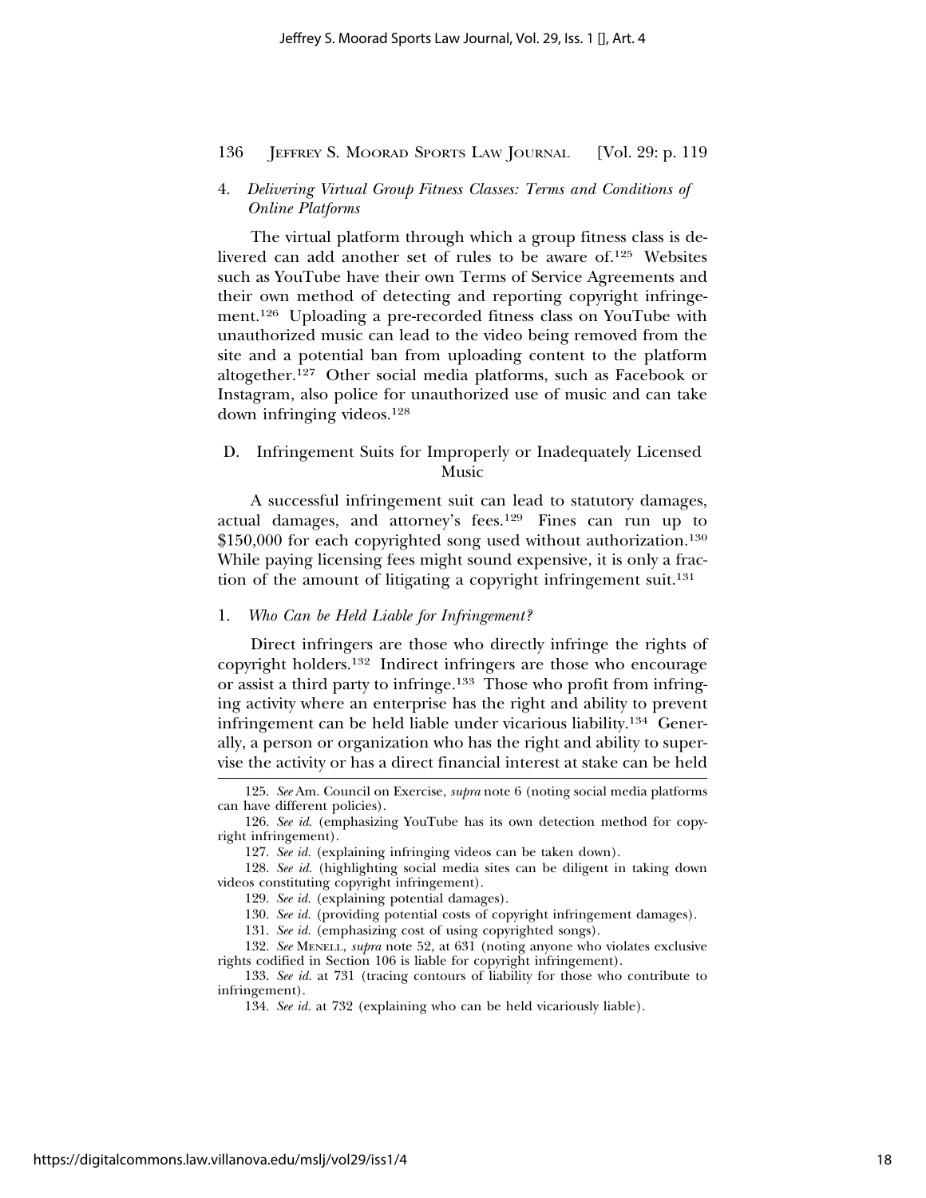### 4. *Delivering Virtual Group Fitness Classes: Terms and Conditions of Online Platforms*

The virtual platform through which a group fitness class is delivered can add another set of rules to be aware of.[125] Websites such as YouTube have their own Terms of Service Agreements and their own method of detecting and reporting copyright infringement.[126] Uploading a pre-recorded fitness class on YouTube with unauthorized music can lead to the video being removed from the site and a potential ban from uploading content to the platform altogether.[127] Other social media platforms, such as Facebook or Instagram, also police for unauthorized use of music and can take down infringing videos.[128]

## D. Infringement Suits for Improperly or Inadequately Licensed Music

A successful infringement suit can lead to statutory damages, actual damages, and attorney's fees.[129] Fines can run up to $150,000 for each copyrighted song used without authorization.[130] While paying licensing fees might sound expensive, it is only a fraction of the amount of litigating a copyright infringement suit.[131]

### 1. *Who Can be Held Liable for Infringement?*

Direct infringers are those who directly infringe the rights of copyright holders.[132] Indirect infringers are those who encourage or assist a third party to infringe.[133] Those who profit from infringing activity where an enterprise has the right and ability to prevent infringement can be held liable under vicarious liability.[134] Generally, a person or organization who has the right and ability to supervise the activity or has a direct financial interest at stake can be held

---

125. *See* Am. Council on Exercise, *supra* note 6 (noting social media platforms can have different policies).

126. *See id.* (emphasizing YouTube has its own detection method for copyright infringement).

127. *See id.* (explaining infringing videos can be taken down).

128. *See id.* (highlighting social media sites can be diligent in taking down videos constituting copyright infringement).

129. *See id.* (explaining potential damages).

130. *See id.* (providing potential costs of copyright infringement damages).

131. *See id.* (emphasizing cost of using copyrighted songs).

132. *See* Menell, *supra* note 52, at 631 (noting anyone who violates exclusive rights codified in Section 106 is liable for copyright infringement).

133. *See id.* at 731 (tracing contours of liability for those who contribute to infringement).

134. *See id.* at 732 (explaining who can be held vicariously liable).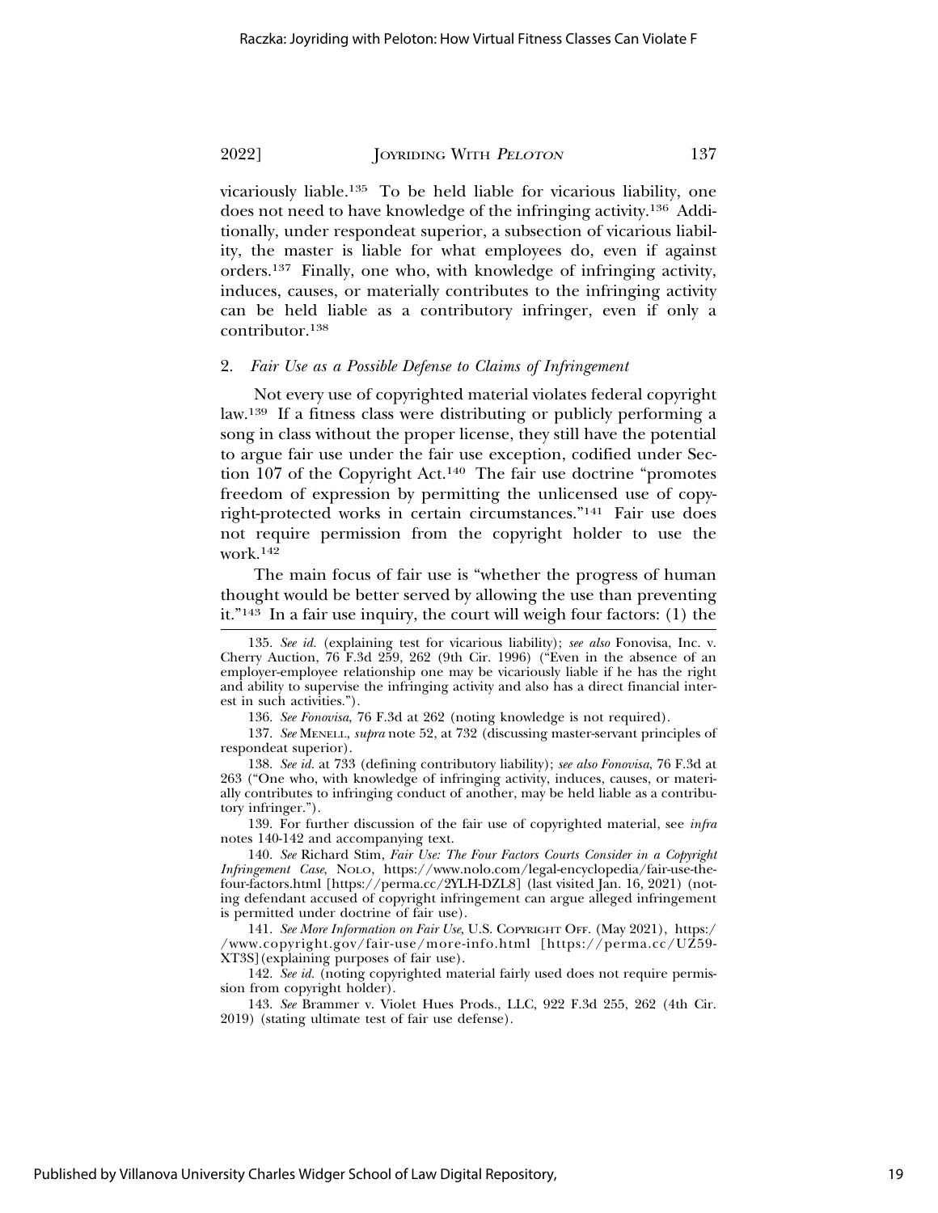vicariously liable.[135] To be held liable for vicarious liability, one does not need to have knowledge of the infringing activity.[136] Additionally, under respondeat superior, a subsection of vicarious liability, the master is liable for what employees do, even if against orders.[137] Finally, one who, with knowledge of infringing activity, induces, causes, or materially contributes to the infringing activity can be held liable as a contributory infringer, even if only a contributor.[138]

#### 2. *Fair Use as a Possible Defense to Claims of Infringement*

Not every use of copyrighted material violates federal copyright law.[139] If a fitness class were distributing or publicly performing a song in class without the proper license, they still have the potential to argue fair use under the fair use exception, codified under Section 107 of the Copyright Act.[140] The fair use doctrine "promotes freedom of expression by permitting the unlicensed use of copyright-protected works in certain circumstances."[141] Fair use does not require permission from the copyright holder to use the work.[142]

The main focus of fair use is "whether the progress of human thought would be better served by allowing the use than preventing it."[143] In a fair use inquiry, the court will weigh four factors: (1) the

---

135. *See id.* (explaining test for vicarious liability); *see also* Fonovisa, Inc. v. Cherry Auction, 76 F.3d 259, 262 (9th Cir. 1996) ("Even in the absence of an employer-employee relationship one may be vicariously liable if he has the right and ability to supervise the infringing activity and also has a direct financial interest in such activities.").

136. *See Fonovisa*, 76 F.3d at 262 (noting knowledge is not required).

137. *See* MENELL, *supra* note 52, at 732 (discussing master-servant principles of respondeat superior).

138. *See id.* at 733 (defining contributory liability); *see also Fonovisa*, 76 F.3d at 263 ("One who, with knowledge of infringing activity, induces, causes, or materially contributes to infringing conduct of another, may be held liable as a contributory infringer.").

139. For further discussion of the fair use of copyrighted material, see *infra* notes 140-142 and accompanying text.

140. *See* Richard Stim, *Fair Use: The Four Factors Courts Consider in a Copyright Infringement Case*, NOLO, https://www.nolo.com/legal-encyclopedia/fair-use-the-four-factors.html [https://perma.cc/2YLH-DZL8] (last visited Jan. 16, 2021) (noting defendant accused of copyright infringement can argue alleged infringement is permitted under doctrine of fair use).

141. *See More Information on Fair Use*, U.S. COPYRIGHT OFF. (May 2021), https://www.copyright.gov/fair-use/more-info.html [https://perma.cc/UZ59-XT3S](explaining purposes of fair use).

142. *See id.* (noting copyrighted material fairly used does not require permission from copyright holder).

143. *See* Brammer v. Violet Hues Prods., LLC, 922 F.3d 255, 262 (4th Cir. 2019) (stating ultimate test of fair use defense).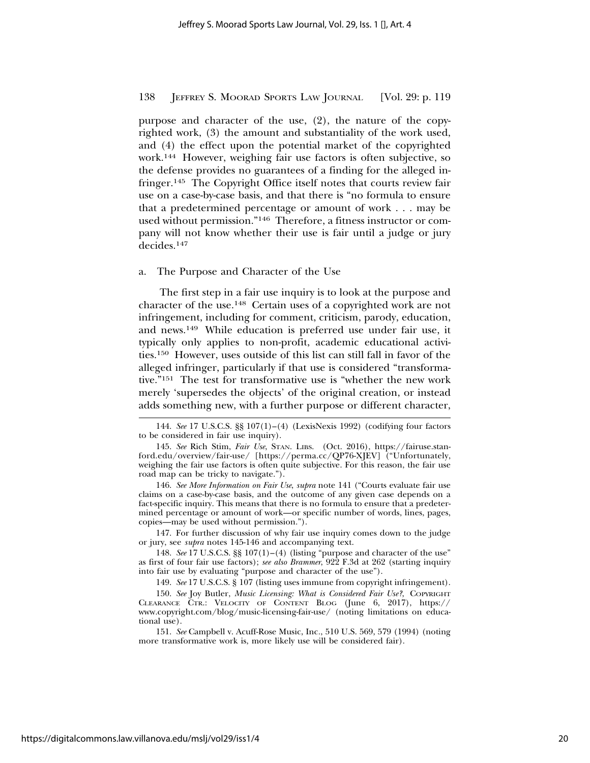purpose and character of the use, (2), the nature of the copyrighted work, (3) the amount and substantiality of the work used, and (4) the effect upon the potential market of the copyrighted work.[144] However, weighing fair use factors is often subjective, so the defense provides no guarantees of a finding for the alleged infringer.[145] The Copyright Office itself notes that courts review fair use on a case-by-case basis, and that there is "no formula to ensure that a predetermined percentage or amount of work . . . may be used without permission."[146] Therefore, a fitness instructor or company will not know whether their use is fair until a judge or jury decides.[147]

a. The Purpose and Character of the Use

The first step in a fair use inquiry is to look at the purpose and character of the use.[148] Certain uses of a copyrighted work are not infringement, including for comment, criticism, parody, education, and news.[149] While education is preferred use under fair use, it typically only applies to non-profit, academic educational activities.[150] However, uses outside of this list can still fall in favor of the alleged infringer, particularly if that use is considered "transformative."[151] The test for transformative use is "whether the new work merely 'supersedes the objects' of the original creation, or instead adds something new, with a further purpose or different character,

---

144. *See* 17 U.S.C.S. §§ 107(1)–(4) (LexisNexis 1992) (codifying four factors to be considered in fair use inquiry).

145. *See* Rich Stim, *Fair Use*, Stan. Libs. (Oct. 2016), https://fairuse.stanford.edu/overview/fair-use/ [https://perma.cc/QP76-XJEV] ("Unfortunately, weighing the fair use factors is often quite subjective. For this reason, the fair use road map can be tricky to navigate.").

146. *See More Information on Fair Use*, *supra* note 141 ("Courts evaluate fair use claims on a case-by-case basis, and the outcome of any given case depends on a fact-specific inquiry. This means that there is no formula to ensure that a predetermined percentage or amount of work—or specific number of words, lines, pages, copies—may be used without permission.").

147. For further discussion of why fair use inquiry comes down to the judge or jury, see *supra* notes 145-146 and accompanying text.

148. *See* 17 U.S.C.S. §§ 107(1)–(4) (listing "purpose and character of the use" as first of four fair use factors); *see also Brammer*, 922 F.3d at 262 (starting inquiry into fair use by evaluating "purpose and character of the use").

149. *See* 17 U.S.C.S. § 107 (listing uses immune from copyright infringement).

150. *See* Joy Butler, *Music Licensing: What is Considered Fair Use?*, Copyright Clearance Ctr.: Velocity of Content Blog (June 6, 2017), https://www.copyright.com/blog/music-licensing-fair-use/ (noting limitations on educational use).

151. *See* Campbell v. Acuff-Rose Music, Inc., 510 U.S. 569, 579 (1994) (noting more transformative work is, more likely use will be considered fair).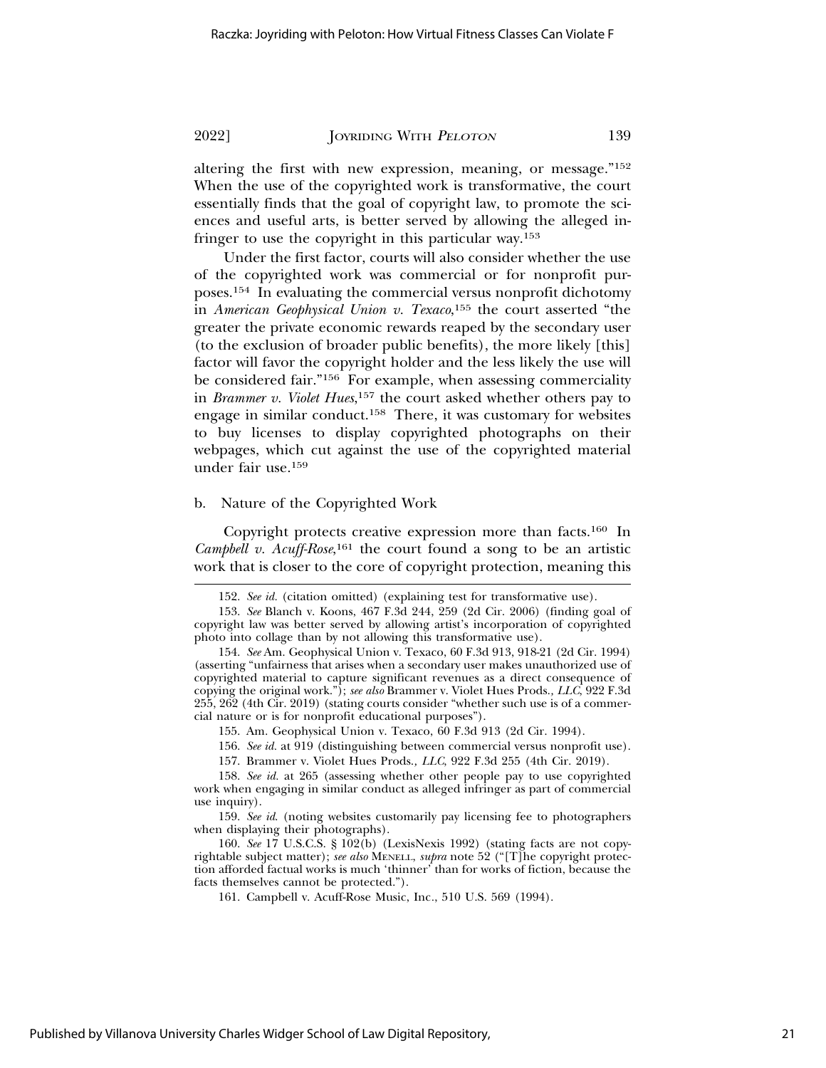altering the first with new expression, meaning, or message."[152] When the use of the copyrighted work is transformative, the court essentially finds that the goal of copyright law, to promote the sciences and useful arts, is better served by allowing the alleged infringer to use the copyright in this particular way.[153]

Under the first factor, courts will also consider whether the use of the copyrighted work was commercial or for nonprofit purposes.[154] In evaluating the commercial versus nonprofit dichotomy in *American Geophysical Union v. Texaco*,[155] the court asserted "the greater the private economic rewards reaped by the secondary user (to the exclusion of broader public benefits), the more likely [this] factor will favor the copyright holder and the less likely the use will be considered fair."[156] For example, when assessing commerciality in *Brammer v. Violet Hues*,[157] the court asked whether others pay to engage in similar conduct.[158] There, it was customary for websites to buy licenses to display copyrighted photographs on their webpages, which cut against the use of the copyrighted material under fair use.[159]

### b. Nature of the Copyrighted Work

Copyright protects creative expression more than facts.[160] In *Campbell v. Acuff-Rose*,[161] the court found a song to be an artistic work that is closer to the core of copyright protection, meaning this

---

152. *See id.* (citation omitted) (explaining test for transformative use).

153. *See* Blanch v. Koons, 467 F.3d 244, 259 (2d Cir. 2006) (finding goal of copyright law was better served by allowing artist's incorporation of copyrighted photo into collage than by not allowing this transformative use).

154. *See* Am. Geophysical Union v. Texaco, 60 F.3d 913, 918-21 (2d Cir. 1994) (asserting "unfairness that arises when a secondary user makes unauthorized use of copyrighted material to capture significant revenues as a direct consequence of copying the original work."); *see also* Brammer v. Violet Hues Prods., *LLC*, 922 F.3d 255, 262 (4th Cir. 2019) (stating courts consider "whether such use is of a commercial nature or is for nonprofit educational purposes").

155. Am. Geophysical Union v. Texaco, 60 F.3d 913 (2d Cir. 1994).

156. *See id.* at 919 (distinguishing between commercial versus nonprofit use).

157. Brammer v. Violet Hues Prods., *LLC*, 922 F.3d 255 (4th Cir. 2019).

158. *See id.* at 265 (assessing whether other people pay to use copyrighted work when engaging in similar conduct as alleged infringer as part of commercial use inquiry).

159. *See id.* (noting websites customarily pay licensing fee to photographers when displaying their photographs).

160. *See* 17 U.S.C.S. § 102(b) (LexisNexis 1992) (stating facts are not copyrightable subject matter); *see also* MENELL, *supra* note 52 ("[T]he copyright protection afforded factual works is much 'thinner' than for works of fiction, because the facts themselves cannot be protected.").

161. Campbell v. Acuff-Rose Music, Inc., 510 U.S. 569 (1994).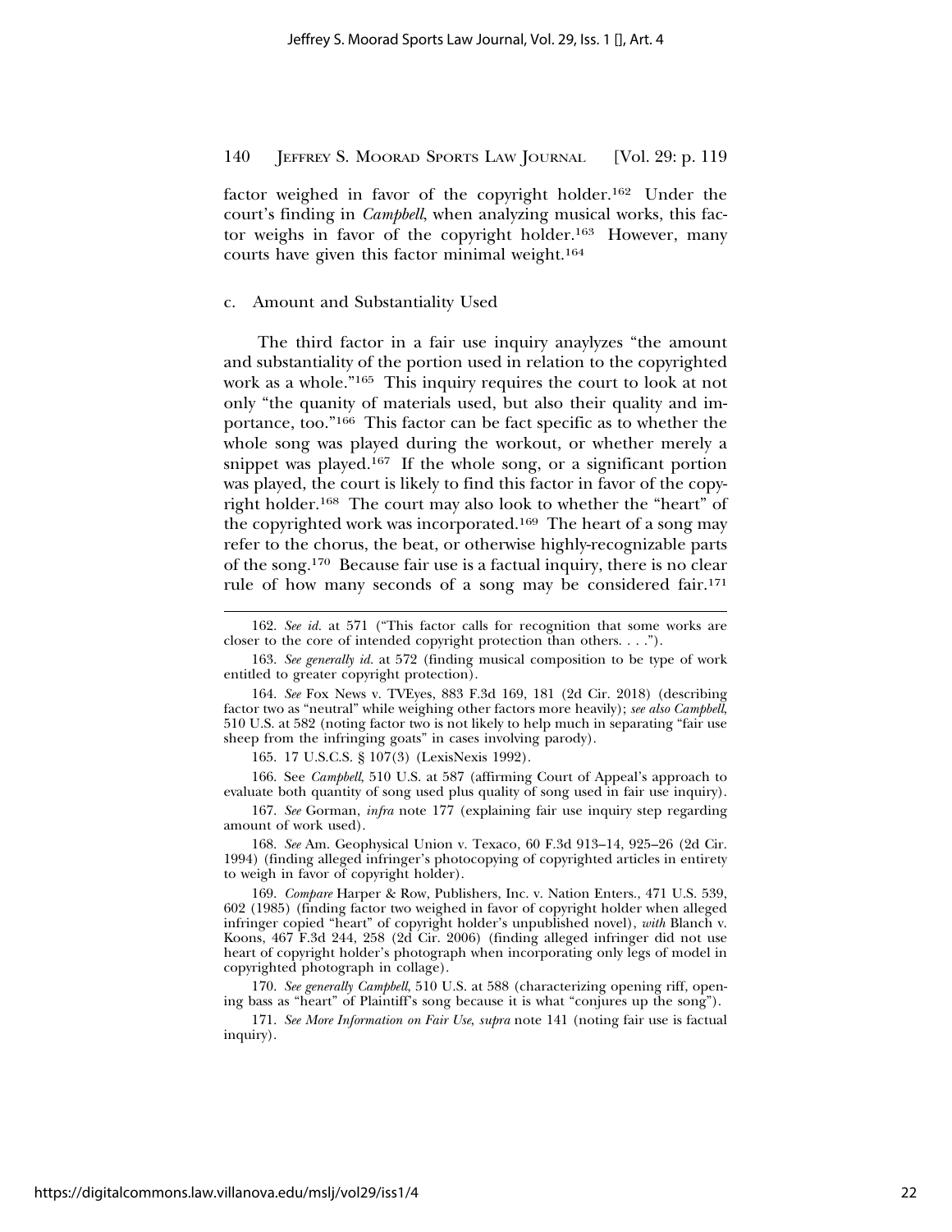factor weighed in favor of the copyright holder.[162] Under the court's finding in *Campbell*, when analyzing musical works, this factor weighs in favor of the copyright holder.[163] However, many courts have given this factor minimal weight.[164]

### c. Amount and Substantiality Used

The third factor in a fair use inquiry anaylyzes "the amount and substantiality of the portion used in relation to the copyrighted work as a whole."[165] This inquiry requires the court to look at not only "the quanity of materials used, but also their quality and importance, too."[166] This factor can be fact specific as to whether the whole song was played during the workout, or whether merely a snippet was played.[167] If the whole song, or a significant portion was played, the court is likely to find this factor in favor of the copyright holder.[168] The court may also look to whether the "heart" of the copyrighted work was incorporated.[169] The heart of a song may refer to the chorus, the beat, or otherwise highly-recognizable parts of the song.[170] Because fair use is a factual inquiry, there is no clear rule of how many seconds of a song may be considered fair.[171]

---

162. *See id.* at 571 ("This factor calls for recognition that some works are closer to the core of intended copyright protection than others. . . .").

163. *See generally id.* at 572 (finding musical composition to be type of work entitled to greater copyright protection).

164. *See* Fox News v. TVEyes, 883 F.3d 169, 181 (2d Cir. 2018) (describing factor two as "neutral" while weighing other factors more heavily); *see also Campbell*, 510 U.S. at 582 (noting factor two is not likely to help much in separating "fair use sheep from the infringing goats" in cases involving parody).

165. 17 U.S.C.S. § 107(3) (LexisNexis 1992).

166. See *Campbell*, 510 U.S. at 587 (affirming Court of Appeal's approach to evaluate both quantity of song used plus quality of song used in fair use inquiry).

167. *See* Gorman, *infra* note 177 (explaining fair use inquiry step regarding amount of work used).

168. *See* Am. Geophysical Union v. Texaco, 60 F.3d 913–14, 925–26 (2d Cir. 1994) (finding alleged infringer's photocopying of copyrighted articles in entirety to weigh in favor of copyright holder).

169. *Compare* Harper & Row, Publishers, Inc. v. Nation Enters., 471 U.S. 539, 602 (1985) (finding factor two weighed in favor of copyright holder when alleged infringer copied "heart" of copyright holder's unpublished novel), *with* Blanch v. Koons, 467 F.3d 244, 258 (2d Cir. 2006) (finding alleged infringer did not use heart of copyright holder's photograph when incorporating only legs of model in copyrighted photograph in collage).

170. *See generally Campbell*, 510 U.S. at 588 (characterizing opening riff, opening bass as "heart" of Plaintiff's song because it is what "conjures up the song").

171. *See More Information on Fair Use*, *supra* note 141 (noting fair use is factual inquiry).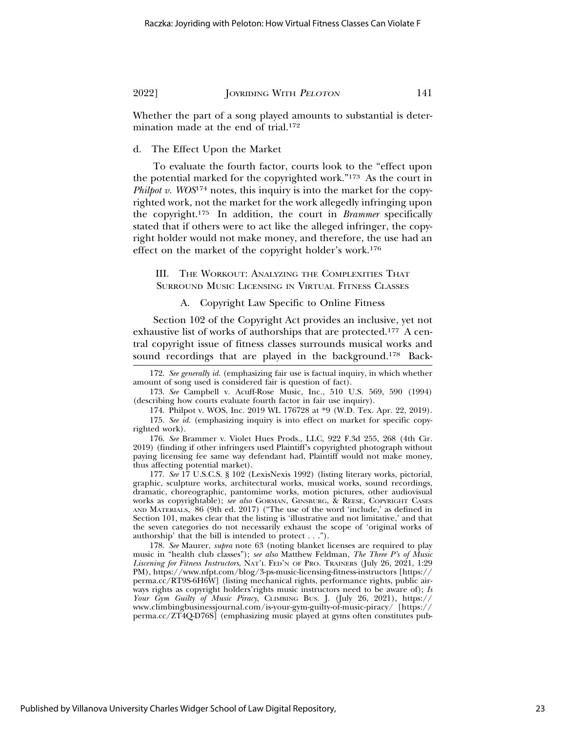Whether the part of a song played amounts to substantial is determination made at the end of trial.[172]

#### d. The Effect Upon the Market

To evaluate the fourth factor, courts look to the "effect upon the potential marked for the copyrighted work."[173] As the court in *Philpot v. WOS*[174] notes, this inquiry is into the market for the copyrighted work, not the market for the work allegedly infringing upon the copyright.[175] In addition, the court in *Brammer* specifically stated that if others were to act like the alleged infringer, the copyright holder would not make money, and therefore, the use had an effect on the market of the copyright holder's work.[176]

## III. The Workout: Analyzing the Complexities That Surround Music Licensing in Virtual Fitness Classes

### A. Copyright Law Specific to Online Fitness

Section 102 of the Copyright Act provides an inclusive, yet not exhaustive list of works of authorships that are protected.[177] A central copyright issue of fitness classes surrounds musical works and sound recordings that are played in the background.[178] Back-

---

172. *See generally id.* (emphasizing fair use is factual inquiry, in which whether amount of song used is considered fair is question of fact).

173. *See* Campbell v. Acuff-Rose Music, Inc., 510 U.S. 569, 590 (1994) (describing how courts evaluate fourth factor in fair use inquiry).

174. Philpot v. WOS, Inc. 2019 WL 176728 at *9 (W.D. Tex. Apr. 22, 2019).

175. *See id.* (emphasizing inquiry is into effect on market for specific copyrighted work).

176. *See* Brammer v. Violet Hues Prods., LLC, 922 F.3d 255, 268 (4th Cir. 2019) (finding if other infringers used Plaintiff's copyrighted photograph without paying licensing fee same way defendant had, Plaintiff would not make money, thus affecting potential market).

177. *See* 17 U.S.C.S. § 102 (LexisNexis 1992) (listing literary works, pictorial, graphic, sculpture works, architectural works, musical works, sound recordings, dramatic, choreographic, pantomime works, motion pictures, other audiovisual works as copyrightable); *see also* Gorman, Ginsburg, & Reese, Copyright Cases and Materials, 86 (9th ed. 2017) ("The use of the word 'include,' as defined in Section 101, makes clear that the listing is 'illustrative and not limitative,' and that the seven categories do not necessarily exhaust the scope of 'original works of authorship' that the bill is intended to protect . . .").

178. *See* Maurer, *supra* note 63 (noting blanket licenses are required to play music in "health club classes"); *see also* Matthew Feldman, *The Three P's of Music Liscening for Fitness Instructors*, Nat'l Fed'n of Pro. Trainers (July 26, 2021, 1:29 PM), https://www.nfpt.com/blog/3-ps-music-licensing-fitness-instructors [https://perma.cc/RT9S-6H6W] (listing mechanical rights, performance rights, public airways rights as copyright holders'rights music instructors need to be aware of); *Is Your Gym Guilty of Music Piracy*, Climbing Bus. J. (July 26, 2021), https://www.climbingbusinessjournal.com/is-your-gym-guilty-of-music-piracy/ [https://perma.cc/ZT4Q-D76S] (emphasizing music played at gyms often constitutes pub-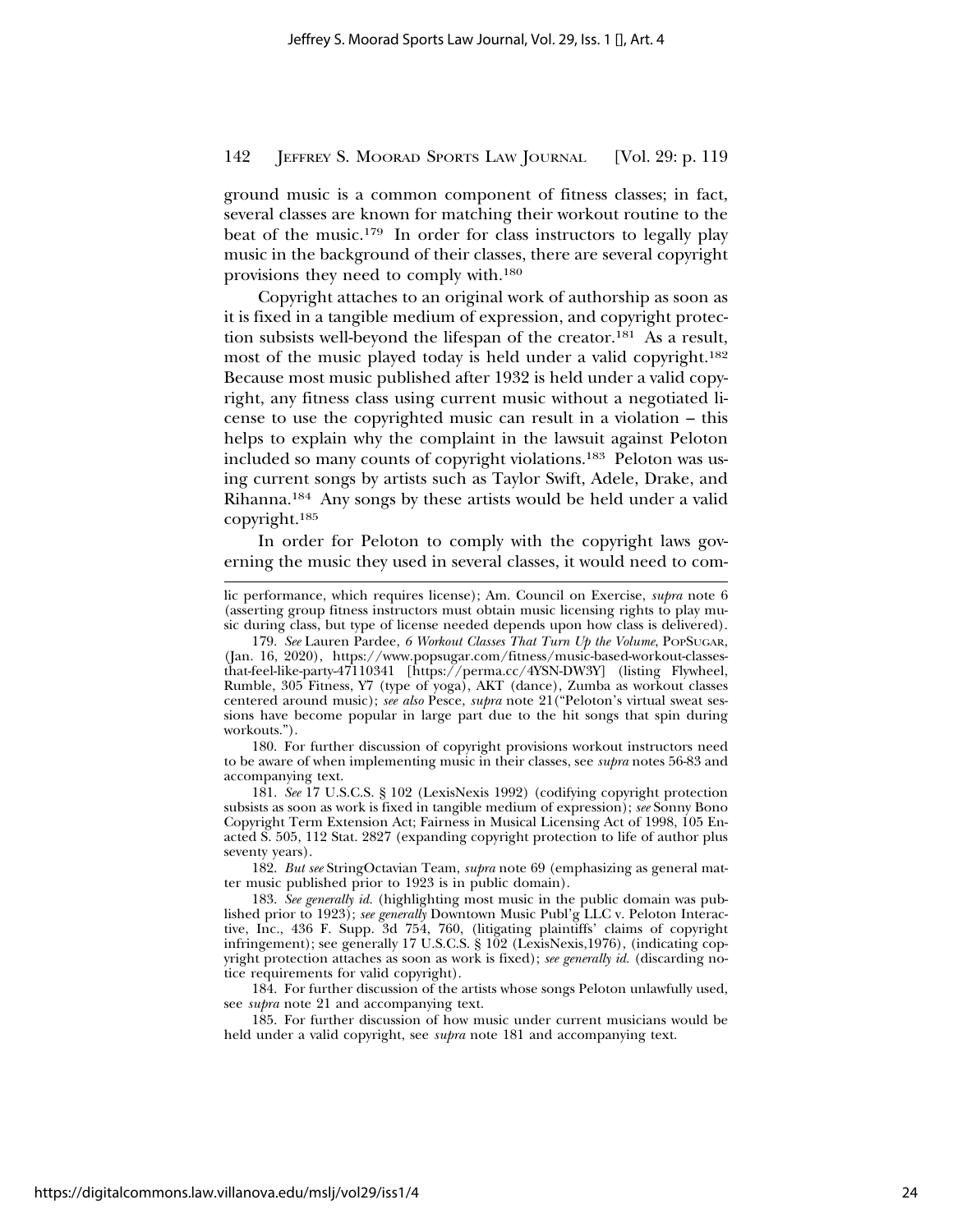ground music is a common component of fitness classes; in fact, several classes are known for matching their workout routine to the beat of the music.[179] In order for class instructors to legally play music in the background of their classes, there are several copyright provisions they need to comply with.[180]

Copyright attaches to an original work of authorship as soon as it is fixed in a tangible medium of expression, and copyright protection subsists well-beyond the lifespan of the creator.[181] As a result, most of the music played today is held under a valid copyright.[182] Because most music published after 1932 is held under a valid copyright, any fitness class using current music without a negotiated license to use the copyrighted music can result in a violation – this helps to explain why the complaint in the lawsuit against Peloton included so many counts of copyright violations.[183] Peloton was using current songs by artists such as Taylor Swift, Adele, Drake, and Rihanna.[184] Any songs by these artists would be held under a valid copyright.[185]

In order for Peloton to comply with the copyright laws governing the music they used in several classes, it would need to com-

---

lic performance, which requires license); Am. Council on Exercise, *supra* note 6 (asserting group fitness instructors must obtain music licensing rights to play music during class, but type of license needed depends upon how class is delivered).

179. *See* Lauren Pardee, *6 Workout Classes That Turn Up the Volume*, POPSUGAR, (Jan. 16, 2020), https://www.popsugar.com/fitness/music-based-workout-classes-that-feel-like-party-47110341 [https://perma.cc/4YSN-DW3Y] (listing Flywheel, Rumble, 305 Fitness, Y7 (type of yoga), AKT (dance), Zumba as workout classes centered around music); *see also* Pesce, *supra* note 21("Peloton's virtual sweat sessions have become popular in large part due to the hit songs that spin during workouts.").

180. For further discussion of copyright provisions workout instructors need to be aware of when implementing music in their classes, see *supra* notes 56-83 and accompanying text.

181. *See* 17 U.S.C.S. § 102 (LexisNexis 1992) (codifying copyright protection subsists as soon as work is fixed in tangible medium of expression); *see* Sonny Bono Copyright Term Extension Act; Fairness in Musical Licensing Act of 1998, 105 Enacted S. 505, 112 Stat. 2827 (expanding copyright protection to life of author plus seventy years).

182. *But see* StringOctavian Team, *supra* note 69 (emphasizing as general matter music published prior to 1923 is in public domain).

183. *See generally id.* (highlighting most music in the public domain was published prior to 1923); *see generally* Downtown Music Publ'g LLC v. Peloton Interactive, Inc., 436 F. Supp. 3d 754, 760, (litigating plaintiffs' claims of copyright infringement); see generally 17 U.S.C.S. § 102 (LexisNexis,1976), (indicating copyright protection attaches as soon as work is fixed); *see generally id.* (discarding notice requirements for valid copyright).

184. For further discussion of the artists whose songs Peloton unlawfully used, see *supra* note 21 and accompanying text.

185. For further discussion of how music under current musicians would be held under a valid copyright, see *supra* note 181 and accompanying text.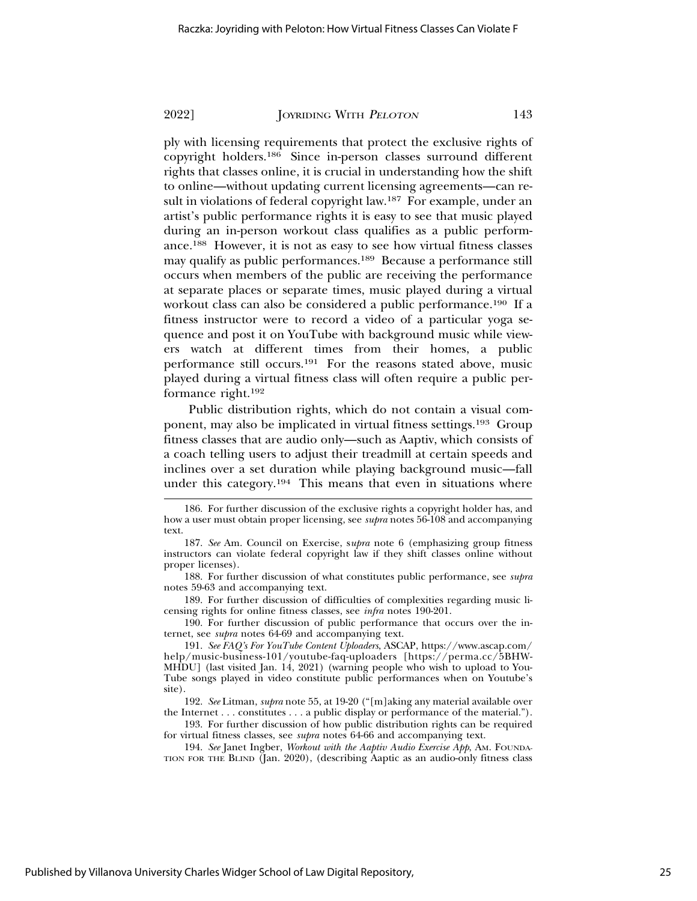ply with licensing requirements that protect the exclusive rights of copyright holders.[186] Since in-person classes surround different rights that classes online, it is crucial in understanding how the shift to online—without updating current licensing agreements—can result in violations of federal copyright law.[187] For example, under an artist's public performance rights it is easy to see that music played during an in-person workout class qualifies as a public performance.[188] However, it is not as easy to see how virtual fitness classes may qualify as public performances.[189] Because a performance still occurs when members of the public are receiving the performance at separate places or separate times, music played during a virtual workout class can also be considered a public performance.[190] If a fitness instructor were to record a video of a particular yoga sequence and post it on YouTube with background music while viewers watch at different times from their homes, a public performance still occurs.[191] For the reasons stated above, music played during a virtual fitness class will often require a public performance right.[192]

Public distribution rights, which do not contain a visual component, may also be implicated in virtual fitness settings.[193] Group fitness classes that are audio only—such as Aaptiv, which consists of a coach telling users to adjust their treadmill at certain speeds and inclines over a set duration while playing background music—fall under this category.[194] This means that even in situations where

---

186. For further discussion of the exclusive rights a copyright holder has, and how a user must obtain proper licensing, see *supra* notes 56-108 and accompanying text.

187. *See* Am. Council on Exercise, s*upra* note 6 (emphasizing group fitness instructors can violate federal copyright law if they shift classes online without proper licenses).

188. For further discussion of what constitutes public performance, see *supra* notes 59-63 and accompanying text.

189. For further discussion of difficulties of complexities regarding music licensing rights for online fitness classes, see *infra* notes 190-201.

190. For further discussion of public performance that occurs over the internet, see *supra* notes 64-69 and accompanying text.

191. *See FAQ's For YouTube Content Uploaders*, ASCAP, https://www.ascap.com/help/music-business-101/youtube-faq-uploaders [https://perma.cc/5BHW-MHDU] (last visited Jan. 14, 2021) (warning people who wish to upload to YouTube songs played in video constitute public performances when on Youtube's site).

192. *See* Litman, *supra* note 55, at 19-20 ("[m]aking any material available over the Internet . . . constitutes . . . a public display or performance of the material.").

193. For further discussion of how public distribution rights can be required for virtual fitness classes, see *supra* notes 64-66 and accompanying text.

194. *See* Janet Ingber, *Workout with the Aaptiv Audio Exercise App*, AM. FOUNDATION FOR THE BLIND (Jan. 2020), (describing Aaptic as an audio-only fitness class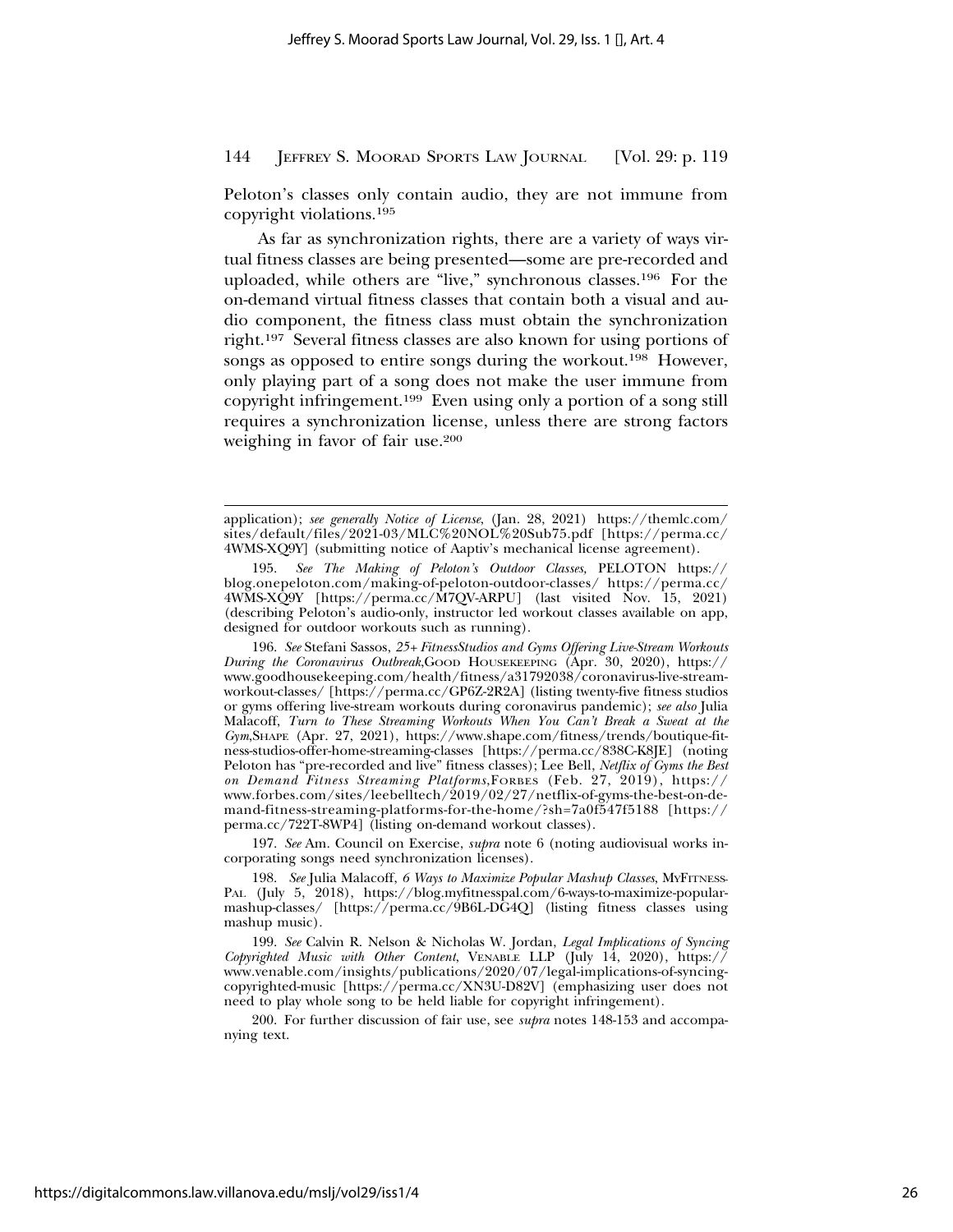Peloton's classes only contain audio, they are not immune from copyright violations.[195]

As far as synchronization rights, there are a variety of ways virtual fitness classes are being presented—some are pre-recorded and uploaded, while others are "live," synchronous classes.[196] For the on-demand virtual fitness classes that contain both a visual and audio component, the fitness class must obtain the synchronization right.[197] Several fitness classes are also known for using portions of songs as opposed to entire songs during the workout.[198] However, only playing part of a song does not make the user immune from copyright infringement.[199] Even using only a portion of a song still requires a synchronization license, unless there are strong factors weighing in favor of fair use.[200]

---

application); *see generally Notice of License*, (Jan. 28, 2021) https://themlc.com/sites/default/files/2021-03/MLC%20NOL%20Sub75.pdf [https://perma.cc/4WMS-XQ9Y] (submitting notice of Aaptiv's mechanical license agreement).

195. *See The Making of Peloton's Outdoor Classes*, PELOTON https://blog.onepeloton.com/making-of-peloton-outdoor-classes/ https://perma.cc/4WMS-XQ9Y [https://perma.cc/M7QV-ARPU] (last visited Nov. 15, 2021) (describing Peloton's audio-only, instructor led workout classes available on app, designed for outdoor workouts such as running).

196. *See* Stefani Sassos, *25+ FitnessStudios and Gyms Offering Live-Stream Workouts During the Coronavirus Outbreak*,GOOD HOUSEKEEPING (Apr. 30, 2020), https://www.goodhousekeeping.com/health/fitness/a31792038/coronavirus-live-stream-workout-classes/ [https://perma.cc/GP6Z-2R2A] (listing twenty-five fitness studios or gyms offering live-stream workouts during coronavirus pandemic); *see also* Julia Malacoff, *Turn to These Streaming Workouts When You Can't Break a Sweat at the Gym*,SHAPE (Apr. 27, 2021), https://www.shape.com/fitness/trends/boutique-fitness-studios-offer-home-streaming-classes [https://perma.cc/838C-K8JE] (noting Peloton has "pre-recorded and live" fitness classes); Lee Bell, *Netflix of Gyms the Best on Demand Fitness Streaming Platforms*,FORBES (Feb. 27, 2019), https://www.forbes.com/sites/leebelltech/2019/02/27/netflix-of-gyms-the-best-on-demand-fitness-streaming-platforms-for-the-home/?sh=7a0f547f5188 [https://perma.cc/722T-8WP4] (listing on-demand workout classes).

197. *See* Am. Council on Exercise, *supra* note 6 (noting audiovisual works incorporating songs need synchronization licenses).

198. *See* Julia Malacoff, *6 Ways to Maximize Popular Mashup Classes*, MYFITNESSPAL (July 5, 2018), https://blog.myfitnesspal.com/6-ways-to-maximize-popular-mashup-classes/ [https://perma.cc/9B6L-DG4Q] (listing fitness classes using mashup music).

199. *See* Calvin R. Nelson & Nicholas W. Jordan, *Legal Implications of Syncing Copyrighted Music with Other Content*, VENABLE LLP (July 14, 2020), https://www.venable.com/insights/publications/2020/07/legal-implications-of-syncing-copyrighted-music [https://perma.cc/XN3U-D82V] (emphasizing user does not need to play whole song to be held liable for copyright infringement).

200. For further discussion of fair use, see *supra* notes 148-153 and accompanying text.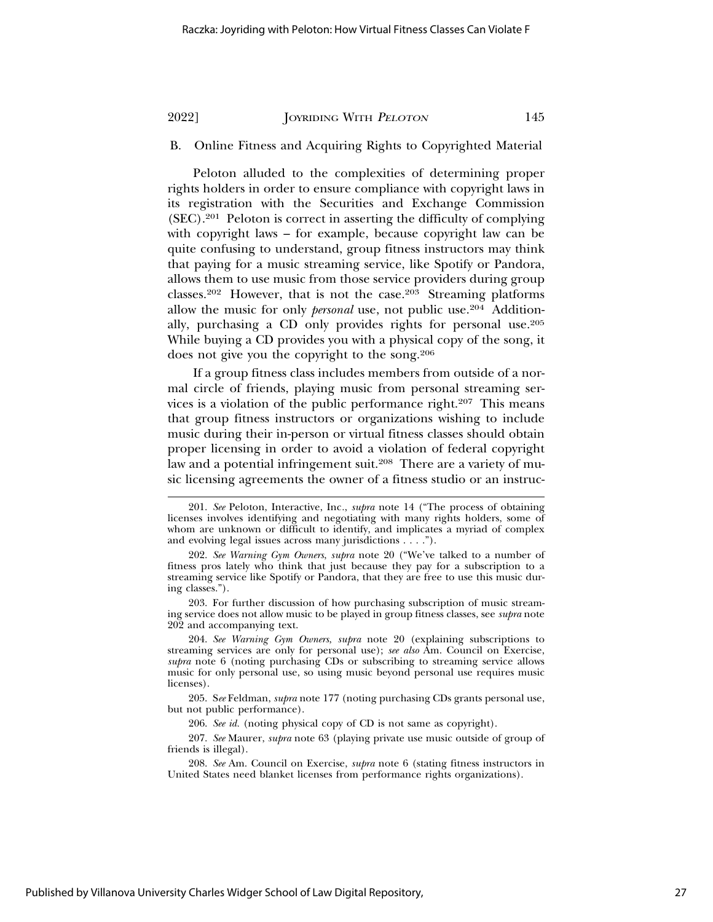### B. Online Fitness and Acquiring Rights to Copyrighted Material

Peloton alluded to the complexities of determining proper rights holders in order to ensure compliance with copyright laws in its registration with the Securities and Exchange Commission (SEC).[201] Peloton is correct in asserting the difficulty of complying with copyright laws – for example, because copyright law can be quite confusing to understand, group fitness instructors may think that paying for a music streaming service, like Spotify or Pandora, allows them to use music from those service providers during group classes.[202] However, that is not the case.[203] Streaming platforms allow the music for only *personal* use, not public use.[204] Additionally, purchasing a CD only provides rights for personal use.[205] While buying a CD provides you with a physical copy of the song, it does not give you the copyright to the song.[206]

If a group fitness class includes members from outside of a normal circle of friends, playing music from personal streaming services is a violation of the public performance right.[207] This means that group fitness instructors or organizations wishing to include music during their in-person or virtual fitness classes should obtain proper licensing in order to avoid a violation of federal copyright law and a potential infringement suit.[208] There are a variety of music licensing agreements the owner of a fitness studio or an instruc-

---

201. *See* Peloton, Interactive, Inc., *supra* note 14 ("The process of obtaining licenses involves identifying and negotiating with many rights holders, some of whom are unknown or difficult to identify, and implicates a myriad of complex and evolving legal issues across many jurisdictions . . . .").

202. *See Warning Gym Owners*, *supra* note 20 ("We've talked to a number of fitness pros lately who think that just because they pay for a subscription to a streaming service like Spotify or Pandora, that they are free to use this music during classes.").

203. For further discussion of how purchasing subscription of music streaming service does not allow music to be played in group fitness classes, see *supra* note 202 and accompanying text.

204. *See Warning Gym Owners*, *supra* note 20 (explaining subscriptions to streaming services are only for personal use); *see also* Am. Council on Exercise, *supra* note 6 (noting purchasing CDs or subscribing to streaming service allows music for only personal use, so using music beyond personal use requires music licenses).

205. *See* Feldman, *supra* note 177 (noting purchasing CDs grants personal use, but not public performance).

206. *See id.* (noting physical copy of CD is not same as copyright).

207. *See* Maurer, *supra* note 63 (playing private use music outside of group of friends is illegal).

208. *See* Am. Council on Exercise, *supra* note 6 (stating fitness instructors in United States need blanket licenses from performance rights organizations).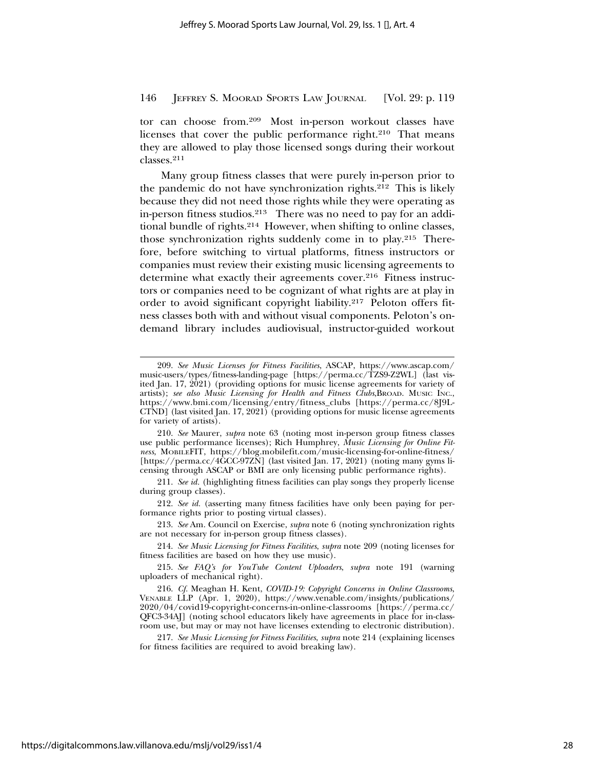tor can choose from.[209] Most in-person workout classes have licenses that cover the public performance right.[210] That means they are allowed to play those licensed songs during their workout classes.[211]

Many group fitness classes that were purely in-person prior to the pandemic do not have synchronization rights.[212] This is likely because they did not need those rights while they were operating as in-person fitness studios.[213] There was no need to pay for an additional bundle of rights.[214] However, when shifting to online classes, those synchronization rights suddenly come in to play.[215] Therefore, before switching to virtual platforms, fitness instructors or companies must review their existing music licensing agreements to determine what exactly their agreements cover.[216] Fitness instructors or companies need to be cognizant of what rights are at play in order to avoid significant copyright liability.[217] Peloton offers fitness classes both with and without visual components. Peloton's on-demand library includes audiovisual, instructor-guided workout

---

209. *See Music Licenses for Fitness Facilities*, ASCAP, https://www.ascap.com/music-users/types/fitness-landing-page [https://perma.cc/TZS9-Z2WL] (last visited Jan. 17, 2021) (providing options for music license agreements for variety of artists); *see also Music Licensing for Health and Fitness Clubs*, BROAD. MUSIC INC., https://www.bmi.com/licensing/entry/fitness_clubs [https://perma.cc/8J9L-CTND] (last visited Jan. 17, 2021) (providing options for music license agreements for variety of artists).

210. *See* Maurer, *supra* note 63 (noting most in-person group fitness classes use public performance licenses); Rich Humphrey, *Music Licensing for Online Fitness*, MOBILEFIT, https://blog.mobilefit.com/music-licensing-for-online-fitness/ [https://perma.cc/4GCC-97ZN] (last visited Jan. 17, 2021) (noting many gyms licensing through ASCAP or BMI are only licensing public performance rights).

211. *See id.* (highlighting fitness facilities can play songs they properly license during group classes).

212. *See id.* (asserting many fitness facilities have only been paying for performance rights prior to posting virtual classes).

213. *See* Am. Council on Exercise, *supra* note 6 (noting synchronization rights are not necessary for in-person group fitness classes).

214. *See Music Licensing for Fitness Facilities*, *supra* note 209 (noting licenses for fitness facilities are based on how they use music).

215. *See FAQ's for YouTube Content Uploaders*, *supra* note 191 (warning uploaders of mechanical right).

216. *Cf.* Meaghan H. Kent, *COVID-19: Copyright Concerns in Online Classrooms*, VENABLE LLP (Apr. 1, 2020), https://www.venable.com/insights/publications/2020/04/covid19-copyright-concerns-in-online-classrooms [https://perma.cc/QFC3-34AJ] (noting school educators likely have agreements in place for in-classroom use, but may or may not have licenses extending to electronic distribution).

217. *See Music Licensing for Fitness Facilities*, *supra* note 214 (explaining licenses for fitness facilities are required to avoid breaking law).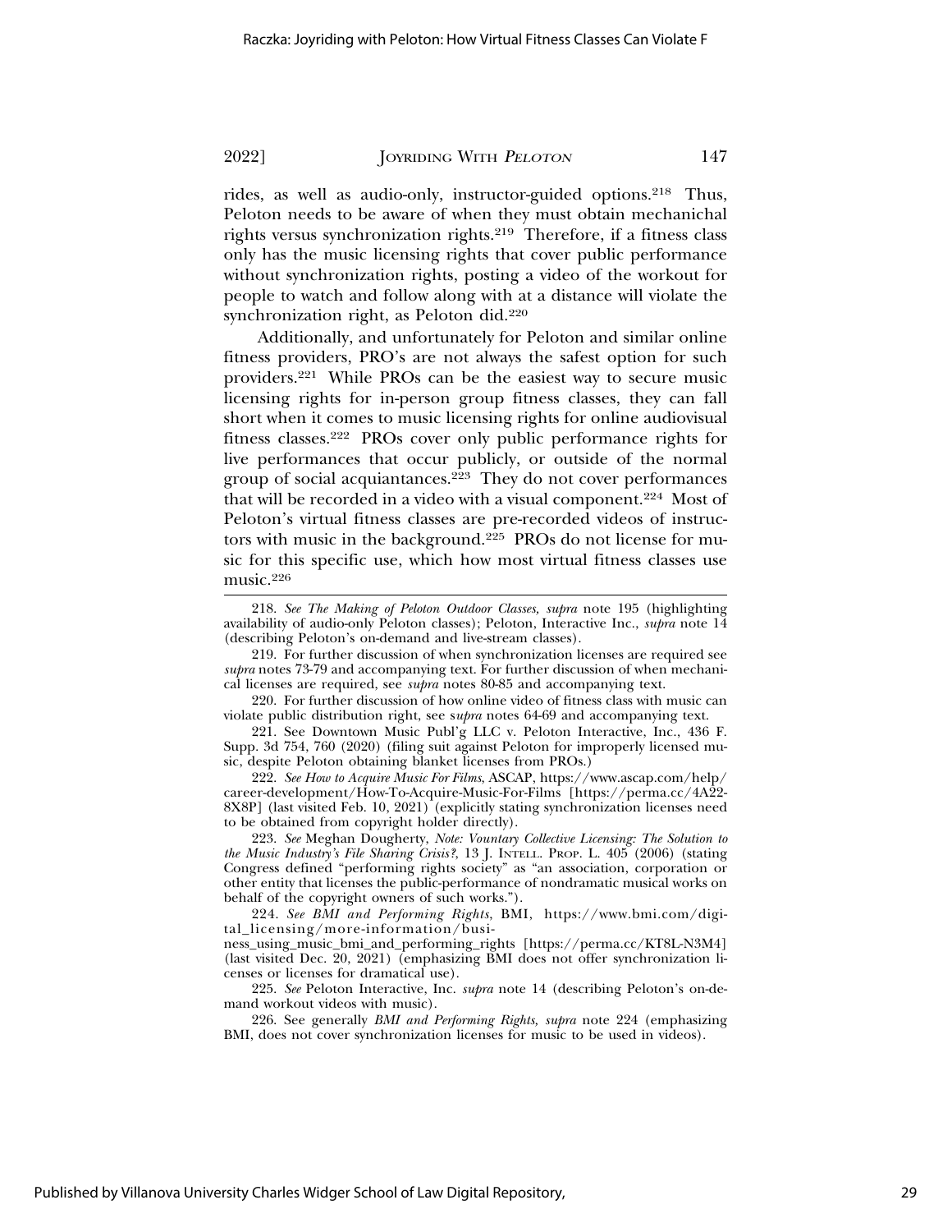rides, as well as audio-only, instructor-guided options.[218] Thus, Peloton needs to be aware of when they must obtain mechanichal rights versus synchronization rights.[219] Therefore, if a fitness class only has the music licensing rights that cover public performance without synchronization rights, posting a video of the workout for people to watch and follow along with at a distance will violate the synchronization right, as Peloton did.[220]

Additionally, and unfortunately for Peloton and similar online fitness providers, PRO's are not always the safest option for such providers.[221] While PROs can be the easiest way to secure music licensing rights for in-person group fitness classes, they can fall short when it comes to music licensing rights for online audiovisual fitness classes.[222] PROs cover only public performance rights for live performances that occur publicly, or outside of the normal group of social acquiantances.[223] They do not cover performances that will be recorded in a video with a visual component.[224] Most of Peloton's virtual fitness classes are pre-recorded videos of instructors with music in the background.[225] PROs do not license for music for this specific use, which how most virtual fitness classes use music.[226]

---

218. *See The Making of Peloton Outdoor Classes*, *supra* note 195 (highlighting availability of audio-only Peloton classes); Peloton, Interactive Inc., *supra* note 14 (describing Peloton's on-demand and live-stream classes).

219. For further discussion of when synchronization licenses are required see *supra* notes 73-79 and accompanying text. For further discussion of when mechanical licenses are required, see *supra* notes 80-85 and accompanying text.

220. For further discussion of how online video of fitness class with music can violate public distribution right, see s*upra* notes 64-69 and accompanying text.

221. See Downtown Music Publ'g LLC v. Peloton Interactive, Inc., 436 F. Supp. 3d 754, 760 (2020) (filing suit against Peloton for improperly licensed music, despite Peloton obtaining blanket licenses from PROs.)

222. *See How to Acquire Music For Films*, ASCAP, https://www.ascap.com/help/career-development/How-To-Acquire-Music-For-Films [https://perma.cc/4A22-8X8P] (last visited Feb. 10, 2021) (explicitly stating synchronization licenses need to be obtained from copyright holder directly).

223. *See* Meghan Dougherty, *Note: Vountary Collective Licensing: The Solution to the Music Industry's File Sharing Crisis?*, 13 J. INTELL. PROP. L. 405 (2006) (stating Congress defined "performing rights society" as "an association, corporation or other entity that licenses the public-performance of nondramatic musical works on behalf of the copyright owners of such works.").

224. *See BMI and Performing Rights*, BMI, https://www.bmi.com/digital_licensing/more-information/business_using_music_bmi_and_performing_rights [https://perma.cc/KT8L-N3M4] (last visited Dec. 20, 2021) (emphasizing BMI does not offer synchronization licenses or licenses for dramatical use).

225. *See* Peloton Interactive, Inc. *supra* note 14 (describing Peloton's on-demand workout videos with music).

226. See generally *BMI and Performing Rights*, *supra* note 224 (emphasizing BMI, does not cover synchronization licenses for music to be used in videos).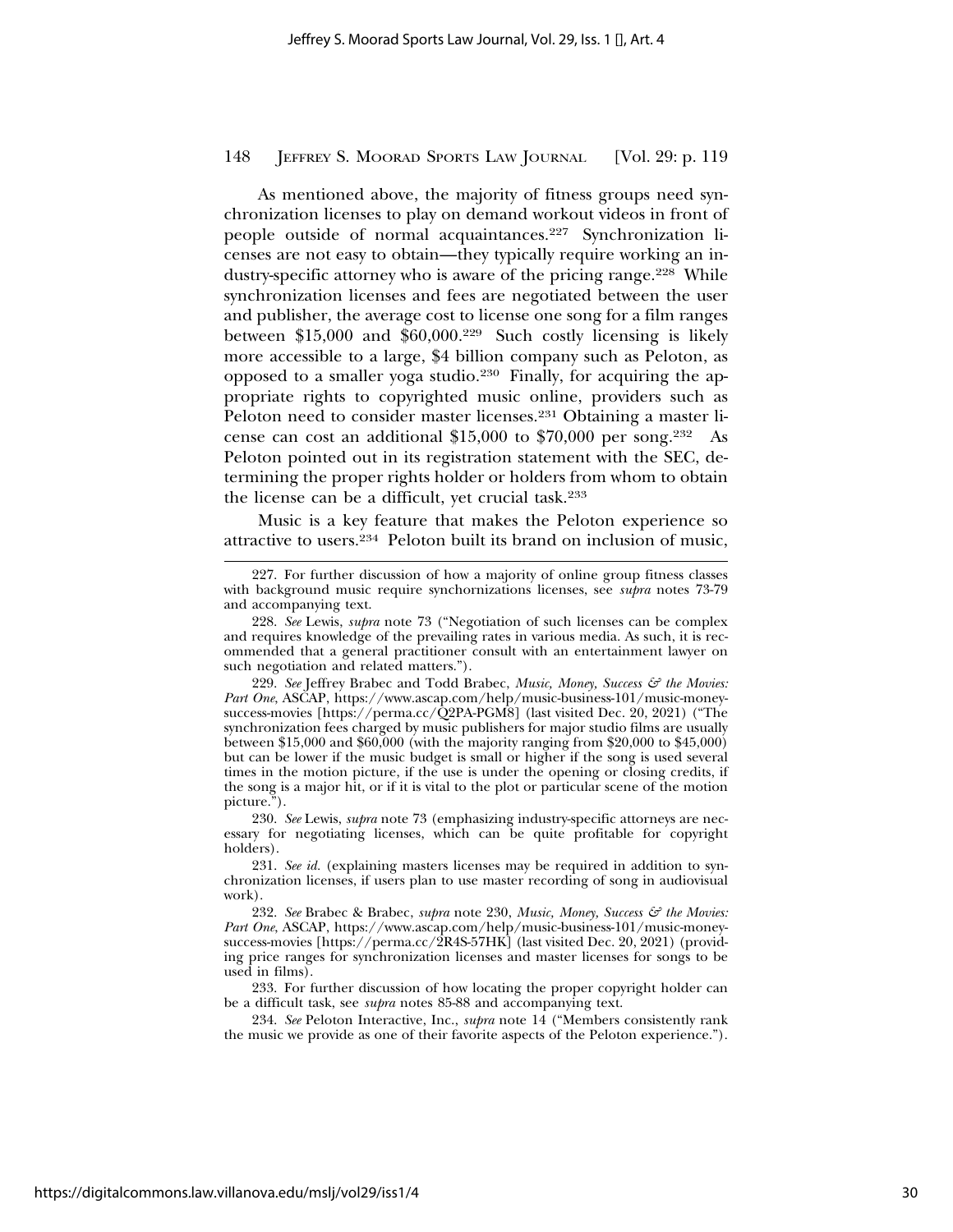As mentioned above, the majority of fitness groups need synchronization licenses to play on demand workout videos in front of people outside of normal acquaintances.[227] Synchronization licenses are not easy to obtain—they typically require working an industry-specific attorney who is aware of the pricing range.[228] While synchronization licenses and fees are negotiated between the user and publisher, the average cost to license one song for a film ranges between $15,000 and $60,000.[229] Such costly licensing is likely more accessible to a large, $4 billion company such as Peloton, as opposed to a smaller yoga studio.[230] Finally, for acquiring the appropriate rights to copyrighted music online, providers such as Peloton need to consider master licenses.[231] Obtaining a master license can cost an additional $15,000 to $70,000 per song.[232] As Peloton pointed out in its registration statement with the SEC, determining the proper rights holder or holders from whom to obtain the license can be a difficult, yet crucial task.[233]

Music is a key feature that makes the Peloton experience so attractive to users.[234] Peloton built its brand on inclusion of music,

---

227. For further discussion of how a majority of online group fitness classes with background music require synchornizations licenses, see *supra* notes 73-79 and accompanying text.

228. *See* Lewis, *supra* note 73 ("Negotiation of such licenses can be complex and requires knowledge of the prevailing rates in various media. As such, it is recommended that a general practitioner consult with an entertainment lawyer on such negotiation and related matters.").

229. *See* Jeffrey Brabec and Todd Brabec, *Music, Money, Success & the Movies: Part One*, ASCAP, https://www.ascap.com/help/music-business-101/music-money-success-movies [https://perma.cc/Q2PA-PGM8] (last visited Dec. 20, 2021) ("The synchronization fees charged by music publishers for major studio films are usually between $15,000 and $60,000 (with the majority ranging from $20,000 to $45,000) but can be lower if the music budget is small or higher if the song is used several times in the motion picture, if the use is under the opening or closing credits, if the song is a major hit, or if it is vital to the plot or particular scene of the motion picture.").

230. *See* Lewis, *supra* note 73 (emphasizing industry-specific attorneys are necessary for negotiating licenses, which can be quite profitable for copyright holders).

231. *See id.* (explaining masters licenses may be required in addition to synchronization licenses, if users plan to use master recording of song in audiovisual work).

232. *See* Brabec & Brabec, *supra* note 230, *Music, Money, Success & the Movies: Part One*, ASCAP, https://www.ascap.com/help/music-business-101/music-money-success-movies [https://perma.cc/2R4S-57HK] (last visited Dec. 20, 2021) (providing price ranges for synchronization licenses and master licenses for songs to be used in films).

233. For further discussion of how locating the proper copyright holder can be a difficult task, see *supra* notes 85-88 and accompanying text.

234. *See* Peloton Interactive, Inc., *supra* note 14 ("Members consistently rank the music we provide as one of their favorite aspects of the Peloton experience.").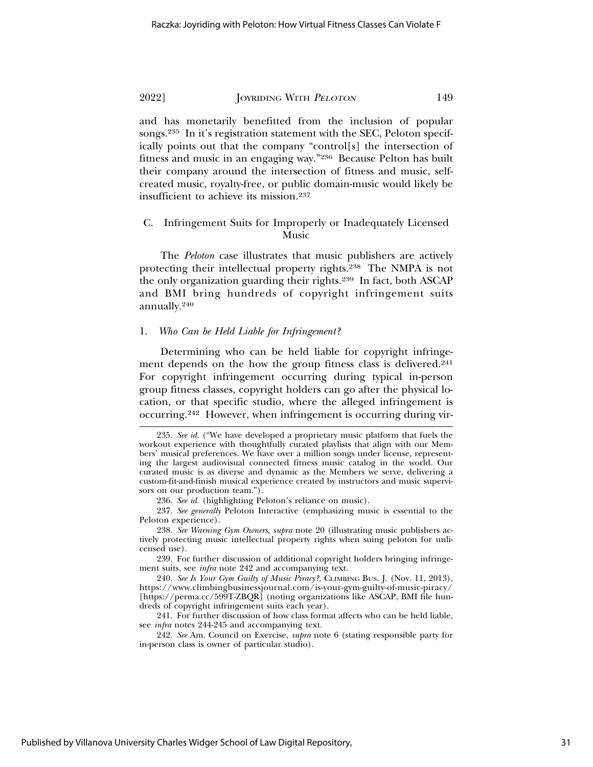and has monetarily benefitted from the inclusion of popular songs.[235] In it's registration statement with the SEC, Peloton specifically points out that the company "control[s] the intersection of fitness and music in an engaging way."[236] Because Pelton has built their company around the intersection of fitness and music, self-created music, royalty-free, or public domain-music would likely be insufficient to achieve its mission.[237]

### C. Infringement Suits for Improperly or Inadequately Licensed Music

The *Peloton* case illustrates that music publishers are actively protecting their intellectual property rights.[238] The NMPA is not the only organization guarding their rights.[239] In fact, both ASCAP and BMI bring hundreds of copyright infringement suits annually.[240]

#### 1. *Who Can be Held Liable for Infringement?*

Determining who can be held liable for copyright infringement depends on the how the group fitness class is delivered.[241] For copyright infringement occurring during typical in-person group fitness classes, copyright holders can go after the physical location, or that specific studio, where the alleged infringement is occurring.[242] However, when infringement is occurring during vir-

---

235. *See id.* ("We have developed a proprietary music platform that fuels the workout experience with thoughtfully curated playlists that align with our Members' musical preferences. We have over a million songs under license, representing the largest audiovisual connected fitness music catalog in the world. Our curated music is as diverse and dynamic as the Members we serve, delivering a custom-fit-and-finish musical experience created by instructors and music supervisors on our production team.").

236. *See id.* (highlighting Peloton's reliance on music).

237. *See generally* Peloton Interactive (emphasizing music is essential to the Peloton experience).

238. *See Warning Gym Owners*, *supra* note 20 (illustrating music publishers actively protecting music intellectual property rights when suing peloton for unlicensed use).

239. For further discussion of additional copyright holders bringing infringement suits, see *infra* note 242 and accompanying text.

240. *See Is Your Gym Guilty of Music Piracy?*, CLIMBING BUS. J. (Nov. 11, 2013), https://www.climbingbusinessjournal.com/is-your-gym-guilty-of-music-piracy/ [https://perma.cc/599T-ZBQR] (noting organizations like ASCAP, BMI file hundreds of copyright infringement suits each year).

241. For further discussion of how class format affects who can be held liable, see *infra* notes 244-245 and accompanying text.

242. *See* Am. Council on Exercise, *supra* note 6 (stating responsible party for in-person class is owner of particular studio).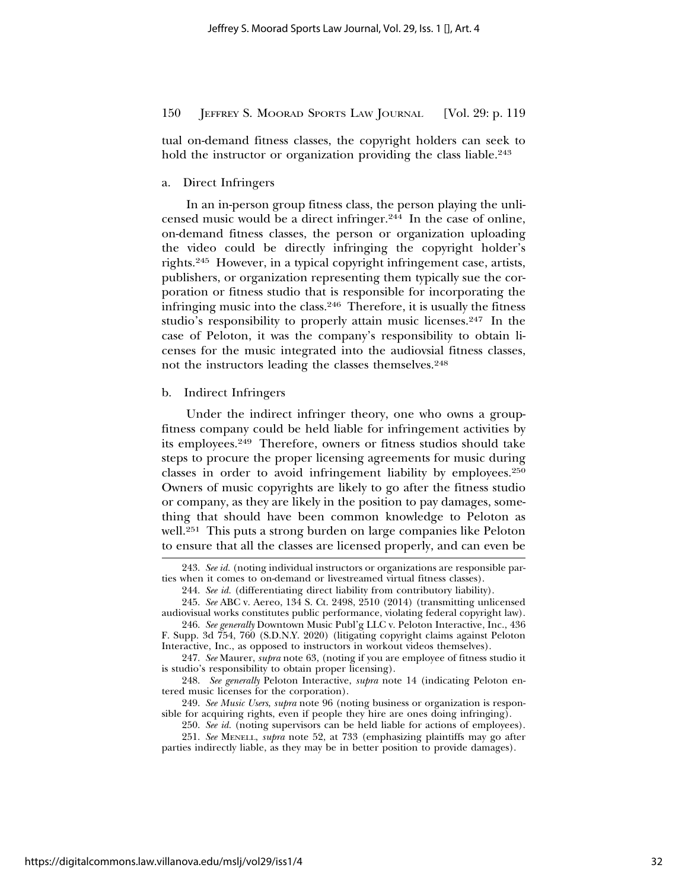tual on-demand fitness classes, the copyright holders can seek to hold the instructor or organization providing the class liable.[243]

a. Direct Infringers

In an in-person group fitness class, the person playing the unlicensed music would be a direct infringer.[244] In the case of online, on-demand fitness classes, the person or organization uploading the video could be directly infringing the copyright holder's rights.[245] However, in a typical copyright infringement case, artists, publishers, or organization representing them typically sue the corporation or fitness studio that is responsible for incorporating the infringing music into the class.[246] Therefore, it is usually the fitness studio's responsibility to properly attain music licenses.[247] In the case of Peloton, it was the company's responsibility to obtain licenses for the music integrated into the audiovsial fitness classes, not the instructors leading the classes themselves.[248]

b. Indirect Infringers

Under the indirect infringer theory, one who owns a group-fitness company could be held liable for infringement activities by its employees.[249] Therefore, owners or fitness studios should take steps to procure the proper licensing agreements for music during classes in order to avoid infringement liability by employees.[250] Owners of music copyrights are likely to go after the fitness studio or company, as they are likely in the position to pay damages, something that should have been common knowledge to Peloton as well.[251] This puts a strong burden on large companies like Peloton to ensure that all the classes are licensed properly, and can even be

243. *See id.* (noting individual instructors or organizations are responsible parties when it comes to on-demand or livestreamed virtual fitness classes).

244. *See id.* (differentiating direct liability from contributory liability).

245. *See* ABC v. Aereo, 134 S. Ct. 2498, 2510 (2014) (transmitting unlicensed audiovisual works constitutes public performance, violating federal copyright law).

246. *See generally* Downtown Music Publ'g LLC v. Peloton Interactive, Inc., 436 F. Supp. 3d 754, 760 (S.D.N.Y. 2020) (litigating copyright claims against Peloton Interactive, Inc., as opposed to instructors in workout videos themselves).

247. *See* Maurer, *supra* note 63, (noting if you are employee of fitness studio it is studio's responsibility to obtain proper licensing).

248. *See generally* Peloton Interactive, *supra* note 14 (indicating Peloton entered music licenses for the corporation).

249. *See Music Users*, *supra* note 96 (noting business or organization is responsible for acquiring rights, even if people they hire are ones doing infringing).

250. *See id.* (noting supervisors can be held liable for actions of employees).

251. *See* MENELL, *supra* note 52, at 733 (emphasizing plaintiffs may go after parties indirectly liable, as they may be in better position to provide damages).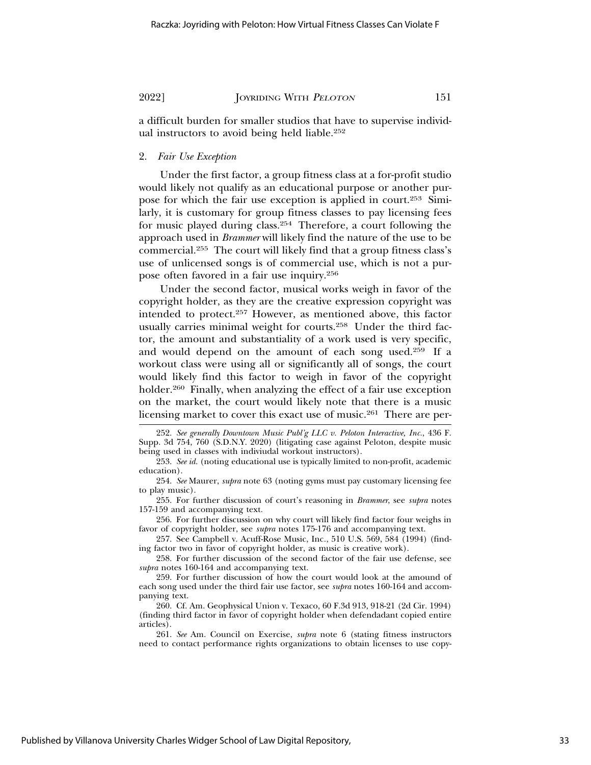a difficult burden for smaller studios that have to supervise individual instructors to avoid being held liable.[252]

### 2. *Fair Use Exception*

Under the first factor, a group fitness class at a for-profit studio would likely not qualify as an educational purpose or another purpose for which the fair use exception is applied in court.[253] Similarly, it is customary for group fitness classes to pay licensing fees for music played during class.[254] Therefore, a court following the approach used in *Brammer* will likely find the nature of the use to be commercial.[255] The court will likely find that a group fitness class's use of unlicensed songs is of commercial use, which is not a purpose often favored in a fair use inquiry.[256]

Under the second factor, musical works weigh in favor of the copyright holder, as they are the creative expression copyright was intended to protect.[257] However, as mentioned above, this factor usually carries minimal weight for courts.[258] Under the third factor, the amount and substantiality of a work used is very specific, and would depend on the amount of each song used.[259] If a workout class were using all or significantly all of songs, the court would likely find this factor to weigh in favor of the copyright holder.[260] Finally, when analyzing the effect of a fair use exception on the market, the court would likely note that there is a music licensing market to cover this exact use of music.[261] There are per-

---

252. *See generally Downtown Music Publ'g LLC v. Peloton Interactive, Inc.*, 436 F. Supp. 3d 754, 760 (S.D.N.Y. 2020) (litigating case against Peloton, despite music being used in classes with indiviudal workout instructors).

253. *See id.* (noting educational use is typically limited to non-profit, academic education).

254. *See* Maurer, *supra* note 63 (noting gyms must pay customary licensing fee to play music).

255. For further discussion of court's reasoning in *Brammer*, see *supra* notes 157-159 and accompanying text.

256. For further discussion on why court will likely find factor four weighs in favor of copyright holder, see *supra* notes 175-176 and accompanying text.

257. See Campbell v. Acuff-Rose Music, Inc., 510 U.S. 569, 584 (1994) (finding factor two in favor of copyright holder, as music is creative work).

258. For further discussion of the second factor of the fair use defense, see *supra* notes 160-164 and accompanying text.

259. For further discussion of how the court would look at the amound of each song used under the third fair use factor, see *supra* notes 160-164 and accompanying text.

260. Cf. Am. Geophysical Union v. Texaco, 60 F.3d 913, 918-21 (2d Cir. 1994) (finding third factor in favor of copyright holder when defendadant copied entire articles).

261. *See* Am. Council on Exercise, *supra* note 6 (stating fitness instructors need to contact performance rights organizations to obtain licenses to use copy-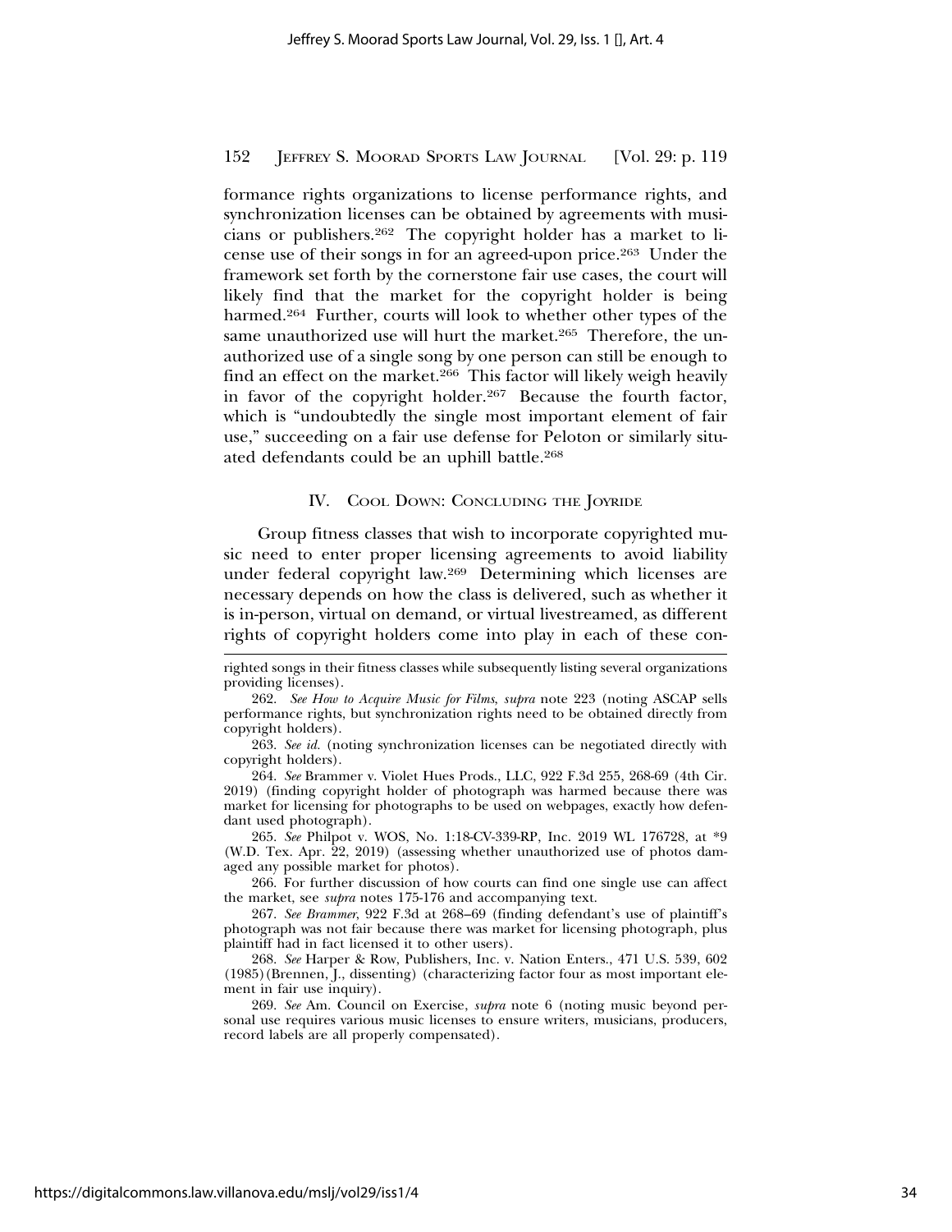formance rights organizations to license performance rights, and synchronization licenses can be obtained by agreements with musicians or publishers.[262] The copyright holder has a market to license use of their songs in for an agreed-upon price.[263] Under the framework set forth by the cornerstone fair use cases, the court will likely find that the market for the copyright holder is being harmed.[264] Further, courts will look to whether other types of the same unauthorized use will hurt the market.[265] Therefore, the unauthorized use of a single song by one person can still be enough to find an effect on the market.[266] This factor will likely weigh heavily in favor of the copyright holder.[267] Because the fourth factor, which is "undoubtedly the single most important element of fair use," succeeding on a fair use defense for Peloton or similarly situated defendants could be an uphill battle.[268]

## IV. Cool Down: Concluding the Joyride

Group fitness classes that wish to incorporate copyrighted music need to enter proper licensing agreements to avoid liability under federal copyright law.[269] Determining which licenses are necessary depends on how the class is delivered, such as whether it is in-person, virtual on demand, or virtual livestreamed, as different rights of copyright holders come into play in each of these con-

---

righted songs in their fitness classes while subsequently listing several organizations providing licenses).

262. *See How to Acquire Music for Films*, *supra* note 223 (noting ASCAP sells performance rights, but synchronization rights need to be obtained directly from copyright holders).

263. *See id.* (noting synchronization licenses can be negotiated directly with copyright holders).

264. *See* Brammer v. Violet Hues Prods., LLC, 922 F.3d 255, 268-69 (4th Cir. 2019) (finding copyright holder of photograph was harmed because there was market for licensing for photographs to be used on webpages, exactly how defendant used photograph).

265. *See* Philpot v. WOS, No. 1:18-CV-339-RP, Inc. 2019 WL 176728, at *9 (W.D. Tex. Apr. 22, 2019) (assessing whether unauthorized use of photos damaged any possible market for photos).

266. For further discussion of how courts can find one single use can affect the market, see *supra* notes 175-176 and accompanying text.

267. *See Brammer*, 922 F.3d at 268–69 (finding defendant's use of plaintiff's photograph was not fair because there was market for licensing photograph, plus plaintiff had in fact licensed it to other users).

268. *See* Harper & Row, Publishers, Inc. v. Nation Enters., 471 U.S. 539, 602 (1985)(Brennen, J., dissenting) (characterizing factor four as most important element in fair use inquiry).

269. *See* Am. Council on Exercise, *supra* note 6 (noting music beyond personal use requires various music licenses to ensure writers, musicians, producers, record labels are all properly compensated).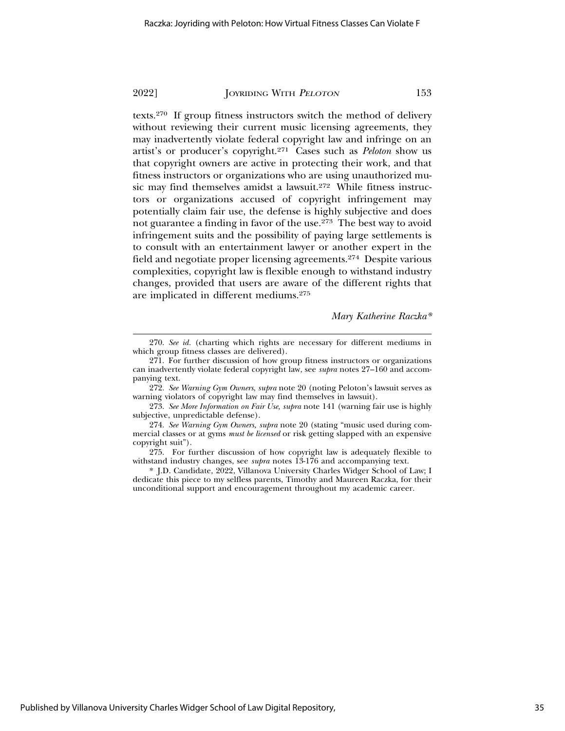texts.[270] If group fitness instructors switch the method of delivery without reviewing their current music licensing agreements, they may inadvertently violate federal copyright law and infringe on an artist's or producer's copyright.[271] Cases such as *Peloton* show us that copyright owners are active in protecting their work, and that fitness instructors or organizations who are using unauthorized music may find themselves amidst a lawsuit.[272] While fitness instructors or organizations accused of copyright infringement may potentially claim fair use, the defense is highly subjective and does not guarantee a finding in favor of the use.[273] The best way to avoid infringement suits and the possibility of paying large settlements is to consult with an entertainment lawyer or another expert in the field and negotiate proper licensing agreements.[274] Despite various complexities, copyright law is flexible enough to withstand industry changes, provided that users are aware of the different rights that are implicated in different mediums.[275]

*Mary Katherine Raczka\**

---

270. *See id.* (charting which rights are necessary for different mediums in which group fitness classes are delivered).

271. For further discussion of how group fitness instructors or organizations can inadvertently violate federal copyright law, see *supra* notes 27–160 and accompanying text.

272. *See Warning Gym Owners*, *supra* note 20 (noting Peloton's lawsuit serves as warning violators of copyright law may find themselves in lawsuit).

273. *See More Information on Fair Use*, *supra* note 141 (warning fair use is highly subjective, unpredictable defense).

274. *See Warning Gym Owners, supra* note 20 (stating "music used during commercial classes or at gyms *must be licensed* or risk getting slapped with an expensive copyright suit").

275. For further discussion of how copyright law is adequately flexible to withstand industry changes, see *supra* notes 13-176 and accompanying text.

\* J.D. Candidate, 2022, Villanova University Charles Widger School of Law; I dedicate this piece to my selfless parents, Timothy and Maureen Raczka, for their unconditional support and encouragement throughout my academic career.